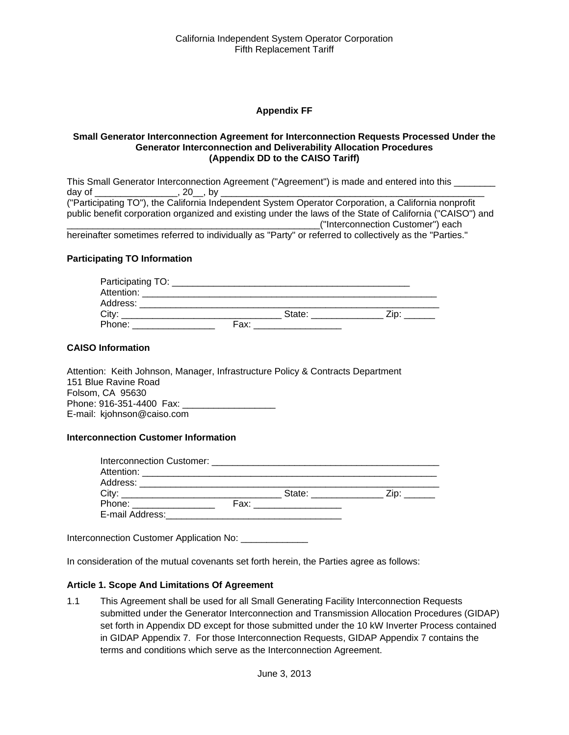**Appendix FF**

**Small Generator Interconnection Agreement for Interconnection Requests Processed Under the Generator Interconnection and Deliverability Allocation Procedures (Appendix DD to the CAISO Tariff)**

This Small Generator Interconnection Agreement ("Agreement") is made and entered into this ________ day of _______________, 20__, by ________________________________________________ ("Participating TO"), the California Independent System Operator Corporation, a California nonprofit public benefit corporation organized and existing under the laws of the State of California ("CAISO") and ________________________________________________("Interconnection Customer") each hereinafter sometimes referred to individually as "Party" or referred to collectively as the "Parties."

**Participating TO Information**

Participating TO: ____________________________________________
Attention: ________________________________________________________
Address: _________________________________________________________
City: ______________________________ State: _____________ Zip: ______
Phone: ________________ Fax: _________________

**CAISO Information**

Attention: Keith Johnson, Manager, Infrastructure Policy & Contracts Department
151 Blue Ravine Road
Folsom, CA 95630
Phone: 916-351-4400 Fax: __________________
E-mail: kjohnson@caiso.com

**Interconnection Customer Information**

Interconnection Customer: ____________________________________________
Attention: ________________________________________________________
Address: _________________________________________________________
City: ______________________________ State: _____________ Zip: ______
Phone: ________________ Fax: _________________
E-mail Address:__________________________________

Interconnection Customer Application No: _____________

In consideration of the mutual covenants set forth herein, the Parties agree as follows:

**Article 1. Scope And Limitations Of Agreement**

1.1 This Agreement shall be used for all Small Generating Facility Interconnection Requests submitted under the Generator Interconnection and Transmission Allocation Procedures (GIDAP) set forth in Appendix DD except for those submitted under the 10 kW Inverter Process contained in GIDAP Appendix 7. For those Interconnection Requests, GIDAP Appendix 7 contains the terms and conditions which serve as the Interconnection Agreement.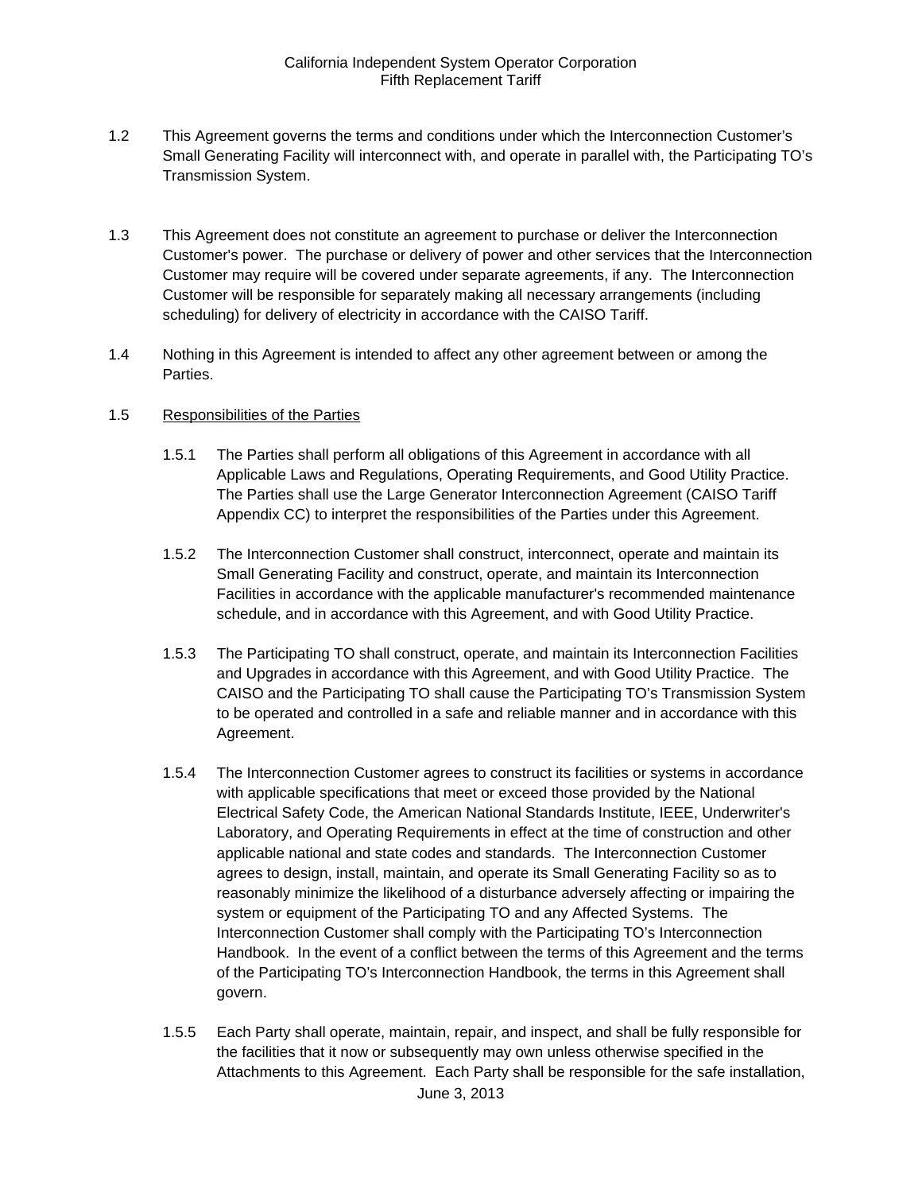1.2 This Agreement governs the terms and conditions under which the Interconnection Customer's Small Generating Facility will interconnect with, and operate in parallel with, the Participating TO's Transmission System.

1.3 This Agreement does not constitute an agreement to purchase or deliver the Interconnection Customer's power. The purchase or delivery of power and other services that the Interconnection Customer may require will be covered under separate agreements, if any. The Interconnection Customer will be responsible for separately making all necessary arrangements (including scheduling) for delivery of electricity in accordance with the CAISO Tariff.

1.4 Nothing in this Agreement is intended to affect any other agreement between or among the Parties.

1.5 <u>Responsibilities of the Parties</u>

1.5.1 The Parties shall perform all obligations of this Agreement in accordance with all Applicable Laws and Regulations, Operating Requirements, and Good Utility Practice. The Parties shall use the Large Generator Interconnection Agreement (CAISO Tariff Appendix CC) to interpret the responsibilities of the Parties under this Agreement.

1.5.2 The Interconnection Customer shall construct, interconnect, operate and maintain its Small Generating Facility and construct, operate, and maintain its Interconnection Facilities in accordance with the applicable manufacturer's recommended maintenance schedule, and in accordance with this Agreement, and with Good Utility Practice.

1.5.3 The Participating TO shall construct, operate, and maintain its Interconnection Facilities and Upgrades in accordance with this Agreement, and with Good Utility Practice. The CAISO and the Participating TO shall cause the Participating TO's Transmission System to be operated and controlled in a safe and reliable manner and in accordance with this Agreement.

1.5.4 The Interconnection Customer agrees to construct its facilities or systems in accordance with applicable specifications that meet or exceed those provided by the National Electrical Safety Code, the American National Standards Institute, IEEE, Underwriter's Laboratory, and Operating Requirements in effect at the time of construction and other applicable national and state codes and standards. The Interconnection Customer agrees to design, install, maintain, and operate its Small Generating Facility so as to reasonably minimize the likelihood of a disturbance adversely affecting or impairing the system or equipment of the Participating TO and any Affected Systems. The Interconnection Customer shall comply with the Participating TO's Interconnection Handbook. In the event of a conflict between the terms of this Agreement and the terms of the Participating TO's Interconnection Handbook, the terms in this Agreement shall govern.

1.5.5 Each Party shall operate, maintain, repair, and inspect, and shall be fully responsible for the facilities that it now or subsequently may own unless otherwise specified in the Attachments to this Agreement. Each Party shall be responsible for the safe installation,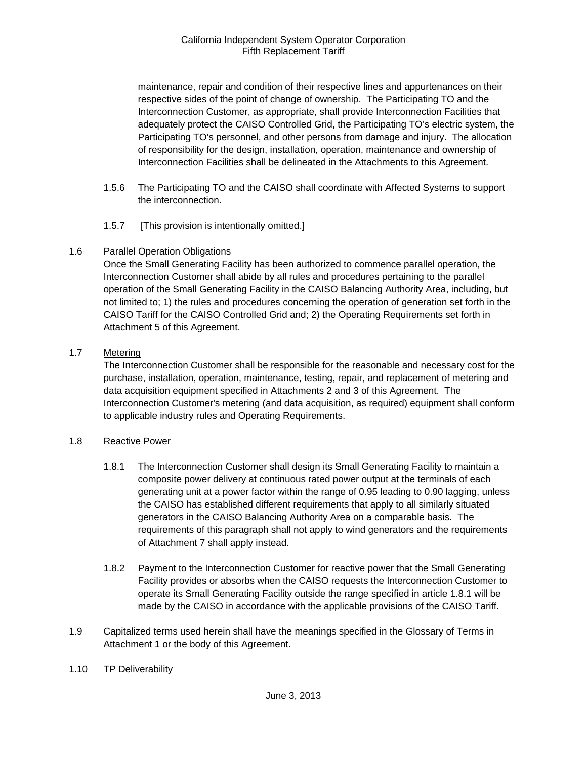maintenance, repair and condition of their respective lines and appurtenances on their respective sides of the point of change of ownership. The Participating TO and the Interconnection Customer, as appropriate, shall provide Interconnection Facilities that adequately protect the CAISO Controlled Grid, the Participating TO's electric system, the Participating TO's personnel, and other persons from damage and injury. The allocation of responsibility for the design, installation, operation, maintenance and ownership of Interconnection Facilities shall be delineated in the Attachments to this Agreement.

1.5.6 The Participating TO and the CAISO shall coordinate with Affected Systems to support the interconnection.

1.5.7 [This provision is intentionally omitted.]

1.6 Parallel Operation Obligations

Once the Small Generating Facility has been authorized to commence parallel operation, the Interconnection Customer shall abide by all rules and procedures pertaining to the parallel operation of the Small Generating Facility in the CAISO Balancing Authority Area, including, but not limited to; 1) the rules and procedures concerning the operation of generation set forth in the CAISO Tariff for the CAISO Controlled Grid and; 2) the Operating Requirements set forth in Attachment 5 of this Agreement.

1.7 Metering

The Interconnection Customer shall be responsible for the reasonable and necessary cost for the purchase, installation, operation, maintenance, testing, repair, and replacement of metering and data acquisition equipment specified in Attachments 2 and 3 of this Agreement. The Interconnection Customer's metering (and data acquisition, as required) equipment shall conform to applicable industry rules and Operating Requirements.

1.8 Reactive Power

1.8.1 The Interconnection Customer shall design its Small Generating Facility to maintain a composite power delivery at continuous rated power output at the terminals of each generating unit at a power factor within the range of 0.95 leading to 0.90 lagging, unless the CAISO has established different requirements that apply to all similarly situated generators in the CAISO Balancing Authority Area on a comparable basis. The requirements of this paragraph shall not apply to wind generators and the requirements of Attachment 7 shall apply instead.

1.8.2 Payment to the Interconnection Customer for reactive power that the Small Generating Facility provides or absorbs when the CAISO requests the Interconnection Customer to operate its Small Generating Facility outside the range specified in article 1.8.1 will be made by the CAISO in accordance with the applicable provisions of the CAISO Tariff.

1.9 Capitalized terms used herein shall have the meanings specified in the Glossary of Terms in Attachment 1 or the body of this Agreement.

1.10 TP Deliverability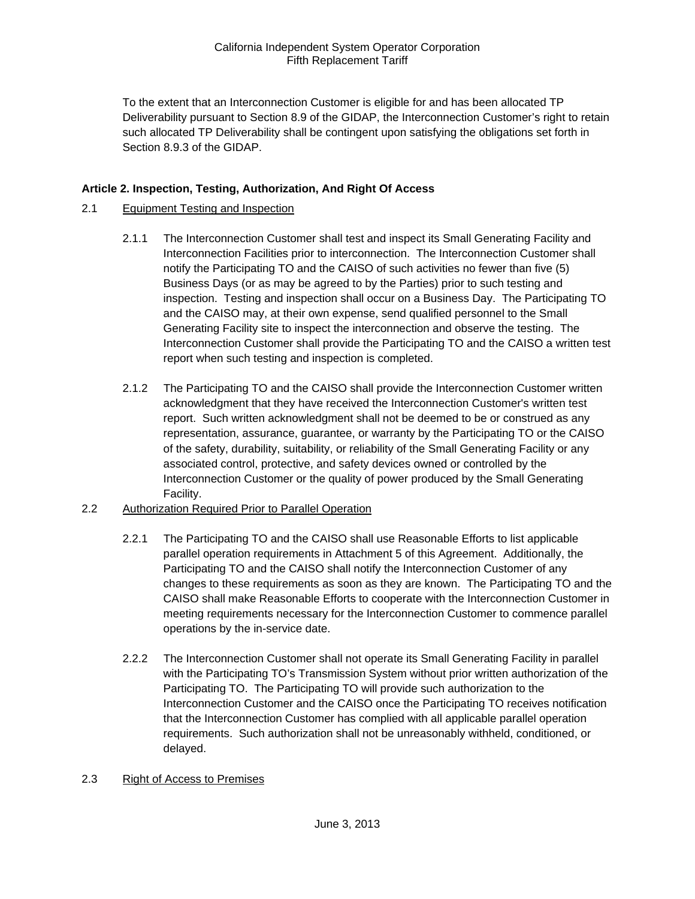To the extent that an Interconnection Customer is eligible for and has been allocated TP Deliverability pursuant to Section 8.9 of the GIDAP, the Interconnection Customer's right to retain such allocated TP Deliverability shall be contingent upon satisfying the obligations set forth in Section 8.9.3 of the GIDAP.

**Article 2. Inspection, Testing, Authorization, And Right Of Access**

2.1 Equipment Testing and Inspection

2.1.1 The Interconnection Customer shall test and inspect its Small Generating Facility and Interconnection Facilities prior to interconnection. The Interconnection Customer shall notify the Participating TO and the CAISO of such activities no fewer than five (5) Business Days (or as may be agreed to by the Parties) prior to such testing and inspection. Testing and inspection shall occur on a Business Day. The Participating TO and the CAISO may, at their own expense, send qualified personnel to the Small Generating Facility site to inspect the interconnection and observe the testing. The Interconnection Customer shall provide the Participating TO and the CAISO a written test report when such testing and inspection is completed.

2.1.2 The Participating TO and the CAISO shall provide the Interconnection Customer written acknowledgment that they have received the Interconnection Customer's written test report. Such written acknowledgment shall not be deemed to be or construed as any representation, assurance, guarantee, or warranty by the Participating TO or the CAISO of the safety, durability, suitability, or reliability of the Small Generating Facility or any associated control, protective, and safety devices owned or controlled by the Interconnection Customer or the quality of power produced by the Small Generating Facility.

2.2 Authorization Required Prior to Parallel Operation

2.2.1 The Participating TO and the CAISO shall use Reasonable Efforts to list applicable parallel operation requirements in Attachment 5 of this Agreement. Additionally, the Participating TO and the CAISO shall notify the Interconnection Customer of any changes to these requirements as soon as they are known. The Participating TO and the CAISO shall make Reasonable Efforts to cooperate with the Interconnection Customer in meeting requirements necessary for the Interconnection Customer to commence parallel operations by the in-service date.

2.2.2 The Interconnection Customer shall not operate its Small Generating Facility in parallel with the Participating TO's Transmission System without prior written authorization of the Participating TO. The Participating TO will provide such authorization to the Interconnection Customer and the CAISO once the Participating TO receives notification that the Interconnection Customer has complied with all applicable parallel operation requirements. Such authorization shall not be unreasonably withheld, conditioned, or delayed.

2.3 Right of Access to Premises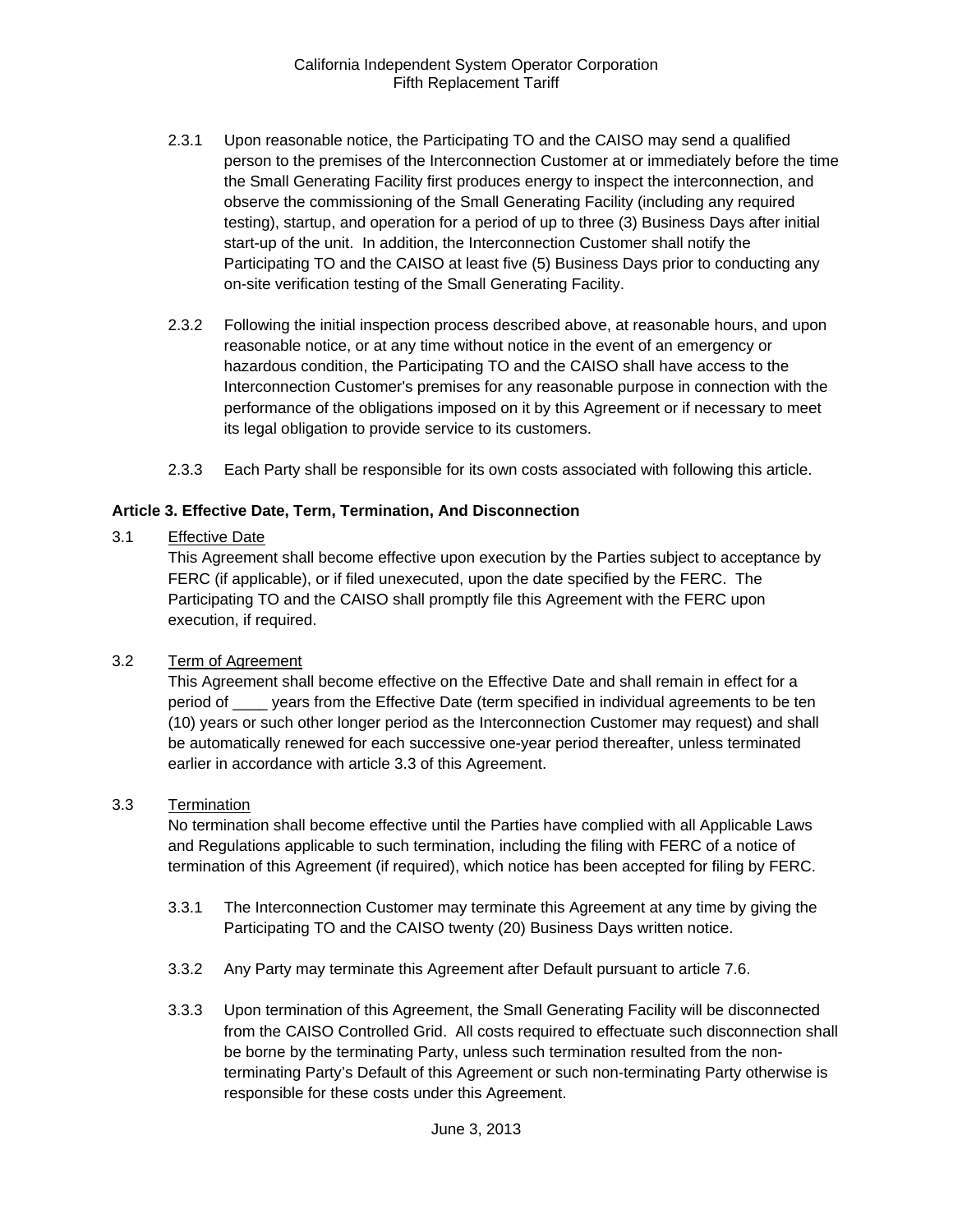2.3.1 Upon reasonable notice, the Participating TO and the CAISO may send a qualified person to the premises of the Interconnection Customer at or immediately before the time the Small Generating Facility first produces energy to inspect the interconnection, and observe the commissioning of the Small Generating Facility (including any required testing), startup, and operation for a period of up to three (3) Business Days after initial start-up of the unit. In addition, the Interconnection Customer shall notify the Participating TO and the CAISO at least five (5) Business Days prior to conducting any on-site verification testing of the Small Generating Facility.

2.3.2 Following the initial inspection process described above, at reasonable hours, and upon reasonable notice, or at any time without notice in the event of an emergency or hazardous condition, the Participating TO and the CAISO shall have access to the Interconnection Customer's premises for any reasonable purpose in connection with the performance of the obligations imposed on it by this Agreement or if necessary to meet its legal obligation to provide service to its customers.

2.3.3 Each Party shall be responsible for its own costs associated with following this article.

**Article 3. Effective Date, Term, Termination, And Disconnection**

3.1 Effective Date

This Agreement shall become effective upon execution by the Parties subject to acceptance by FERC (if applicable), or if filed unexecuted, upon the date specified by the FERC. The Participating TO and the CAISO shall promptly file this Agreement with the FERC upon execution, if required.

3.2 Term of Agreement

This Agreement shall become effective on the Effective Date and shall remain in effect for a period of ____ years from the Effective Date (term specified in individual agreements to be ten (10) years or such other longer period as the Interconnection Customer may request) and shall be automatically renewed for each successive one-year period thereafter, unless terminated earlier in accordance with article 3.3 of this Agreement.

3.3 Termination

No termination shall become effective until the Parties have complied with all Applicable Laws and Regulations applicable to such termination, including the filing with FERC of a notice of termination of this Agreement (if required), which notice has been accepted for filing by FERC.

3.3.1 The Interconnection Customer may terminate this Agreement at any time by giving the Participating TO and the CAISO twenty (20) Business Days written notice.

3.3.2 Any Party may terminate this Agreement after Default pursuant to article 7.6.

3.3.3 Upon termination of this Agreement, the Small Generating Facility will be disconnected from the CAISO Controlled Grid. All costs required to effectuate such disconnection shall be borne by the terminating Party, unless such termination resulted from the non-terminating Party's Default of this Agreement or such non-terminating Party otherwise is responsible for these costs under this Agreement.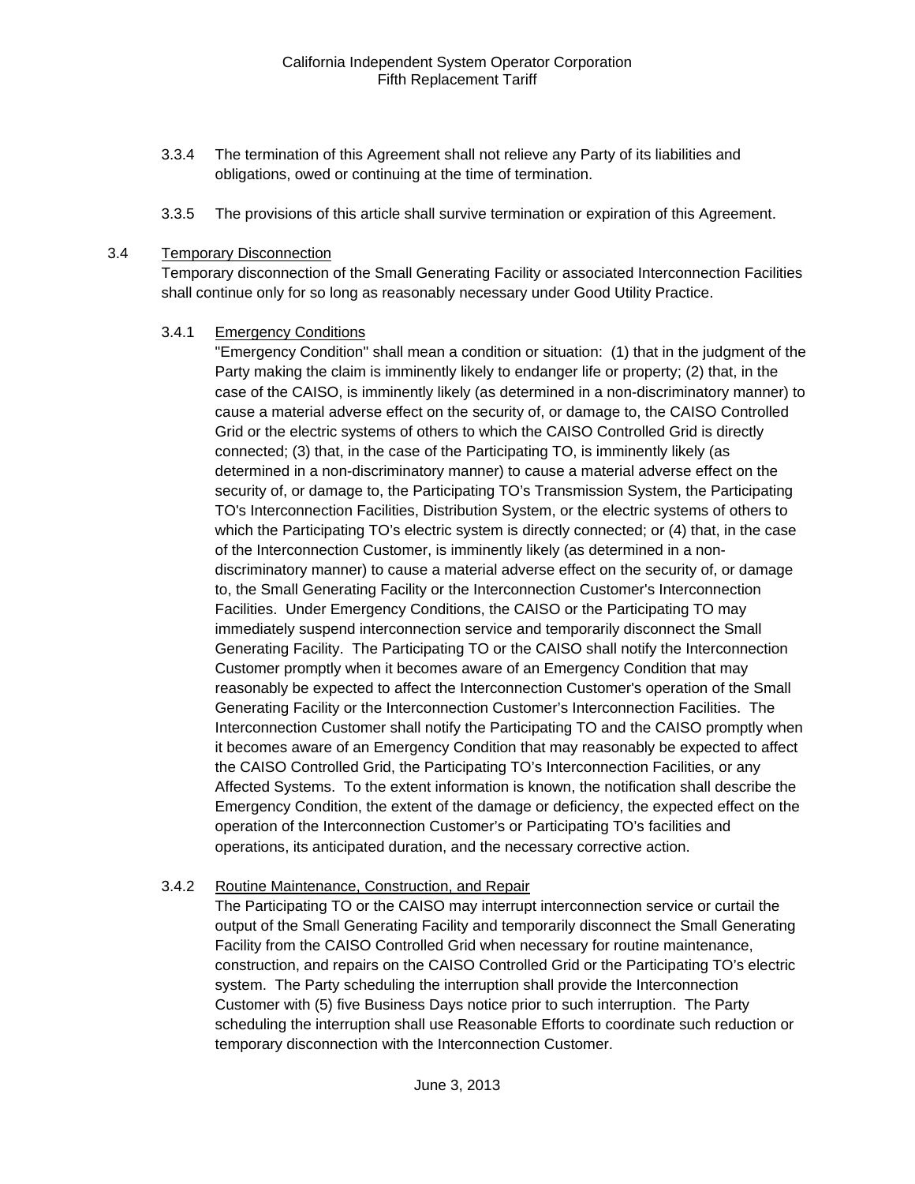3.3.4 The termination of this Agreement shall not relieve any Party of its liabilities and obligations, owed or continuing at the time of termination.

3.3.5 The provisions of this article shall survive termination or expiration of this Agreement.

3.4 Temporary Disconnection

Temporary disconnection of the Small Generating Facility or associated Interconnection Facilities shall continue only for so long as reasonably necessary under Good Utility Practice.

3.4.1 Emergency Conditions

"Emergency Condition" shall mean a condition or situation: (1) that in the judgment of the Party making the claim is imminently likely to endanger life or property; (2) that, in the case of the CAISO, is imminently likely (as determined in a non-discriminatory manner) to cause a material adverse effect on the security of, or damage to, the CAISO Controlled Grid or the electric systems of others to which the CAISO Controlled Grid is directly connected; (3) that, in the case of the Participating TO, is imminently likely (as determined in a non-discriminatory manner) to cause a material adverse effect on the security of, or damage to, the Participating TO's Transmission System, the Participating TO's Interconnection Facilities, Distribution System, or the electric systems of others to which the Participating TO's electric system is directly connected; or (4) that, in the case of the Interconnection Customer, is imminently likely (as determined in a non-discriminatory manner) to cause a material adverse effect on the security of, or damage to, the Small Generating Facility or the Interconnection Customer's Interconnection Facilities. Under Emergency Conditions, the CAISO or the Participating TO may immediately suspend interconnection service and temporarily disconnect the Small Generating Facility. The Participating TO or the CAISO shall notify the Interconnection Customer promptly when it becomes aware of an Emergency Condition that may reasonably be expected to affect the Interconnection Customer's operation of the Small Generating Facility or the Interconnection Customer's Interconnection Facilities. The Interconnection Customer shall notify the Participating TO and the CAISO promptly when it becomes aware of an Emergency Condition that may reasonably be expected to affect the CAISO Controlled Grid, the Participating TO's Interconnection Facilities, or any Affected Systems. To the extent information is known, the notification shall describe the Emergency Condition, the extent of the damage or deficiency, the expected effect on the operation of the Interconnection Customer's or Participating TO's facilities and operations, its anticipated duration, and the necessary corrective action.

3.4.2 Routine Maintenance, Construction, and Repair

The Participating TO or the CAISO may interrupt interconnection service or curtail the output of the Small Generating Facility and temporarily disconnect the Small Generating Facility from the CAISO Controlled Grid when necessary for routine maintenance, construction, and repairs on the CAISO Controlled Grid or the Participating TO's electric system. The Party scheduling the interruption shall provide the Interconnection Customer with (5) five Business Days notice prior to such interruption. The Party scheduling the interruption shall use Reasonable Efforts to coordinate such reduction or temporary disconnection with the Interconnection Customer.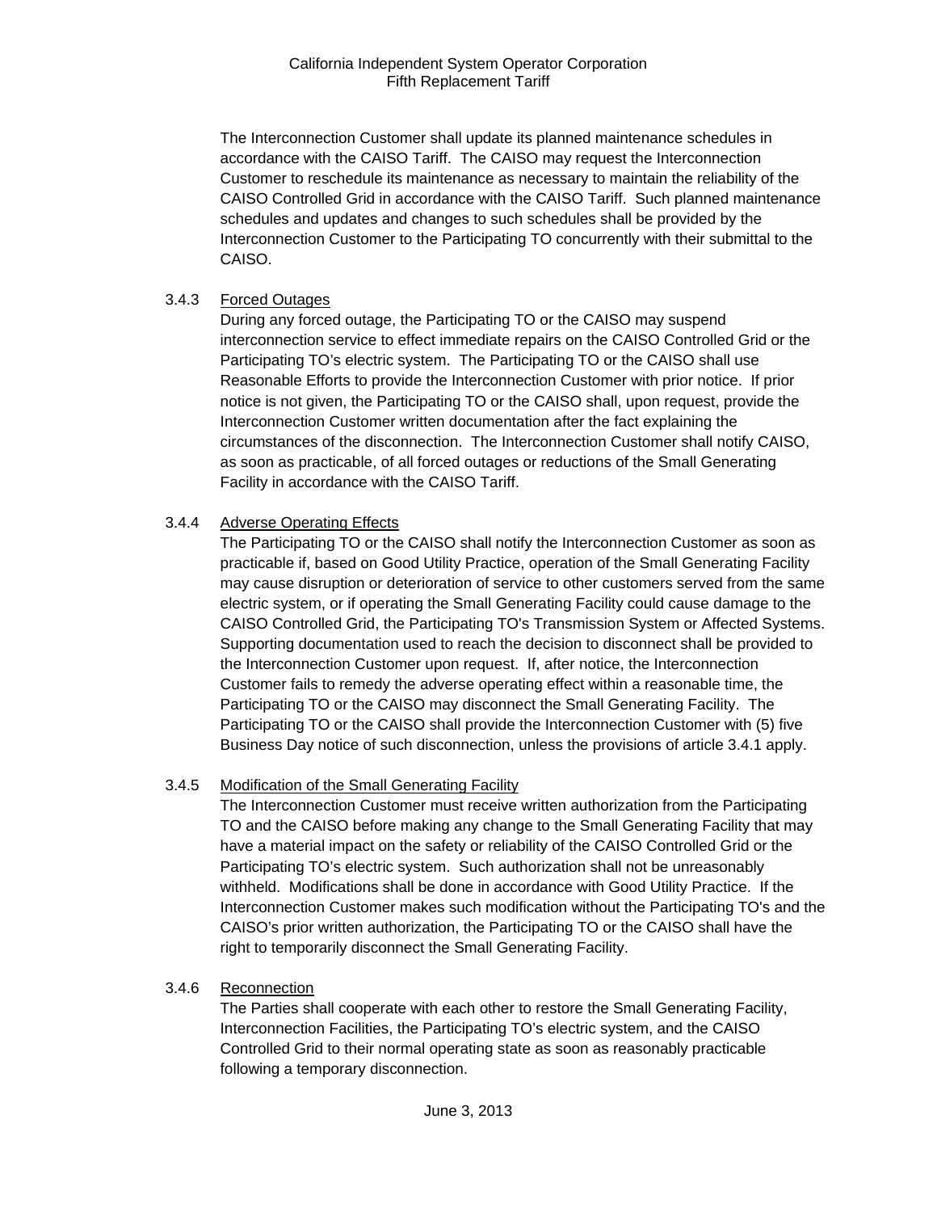The Interconnection Customer shall update its planned maintenance schedules in accordance with the CAISO Tariff. The CAISO may request the Interconnection Customer to reschedule its maintenance as necessary to maintain the reliability of the CAISO Controlled Grid in accordance with the CAISO Tariff. Such planned maintenance schedules and updates and changes to such schedules shall be provided by the Interconnection Customer to the Participating TO concurrently with their submittal to the CAISO.

3.4.3 Forced Outages

During any forced outage, the Participating TO or the CAISO may suspend interconnection service to effect immediate repairs on the CAISO Controlled Grid or the Participating TO's electric system. The Participating TO or the CAISO shall use Reasonable Efforts to provide the Interconnection Customer with prior notice. If prior notice is not given, the Participating TO or the CAISO shall, upon request, provide the Interconnection Customer written documentation after the fact explaining the circumstances of the disconnection. The Interconnection Customer shall notify CAISO, as soon as practicable, of all forced outages or reductions of the Small Generating Facility in accordance with the CAISO Tariff.

3.4.4 Adverse Operating Effects

The Participating TO or the CAISO shall notify the Interconnection Customer as soon as practicable if, based on Good Utility Practice, operation of the Small Generating Facility may cause disruption or deterioration of service to other customers served from the same electric system, or if operating the Small Generating Facility could cause damage to the CAISO Controlled Grid, the Participating TO's Transmission System or Affected Systems. Supporting documentation used to reach the decision to disconnect shall be provided to the Interconnection Customer upon request. If, after notice, the Interconnection Customer fails to remedy the adverse operating effect within a reasonable time, the Participating TO or the CAISO may disconnect the Small Generating Facility. The Participating TO or the CAISO shall provide the Interconnection Customer with (5) five Business Day notice of such disconnection, unless the provisions of article 3.4.1 apply.

3.4.5 Modification of the Small Generating Facility

The Interconnection Customer must receive written authorization from the Participating TO and the CAISO before making any change to the Small Generating Facility that may have a material impact on the safety or reliability of the CAISO Controlled Grid or the Participating TO's electric system. Such authorization shall not be unreasonably withheld. Modifications shall be done in accordance with Good Utility Practice. If the Interconnection Customer makes such modification without the Participating TO's and the CAISO's prior written authorization, the Participating TO or the CAISO shall have the right to temporarily disconnect the Small Generating Facility.

3.4.6 Reconnection

The Parties shall cooperate with each other to restore the Small Generating Facility, Interconnection Facilities, the Participating TO's electric system, and the CAISO Controlled Grid to their normal operating state as soon as reasonably practicable following a temporary disconnection.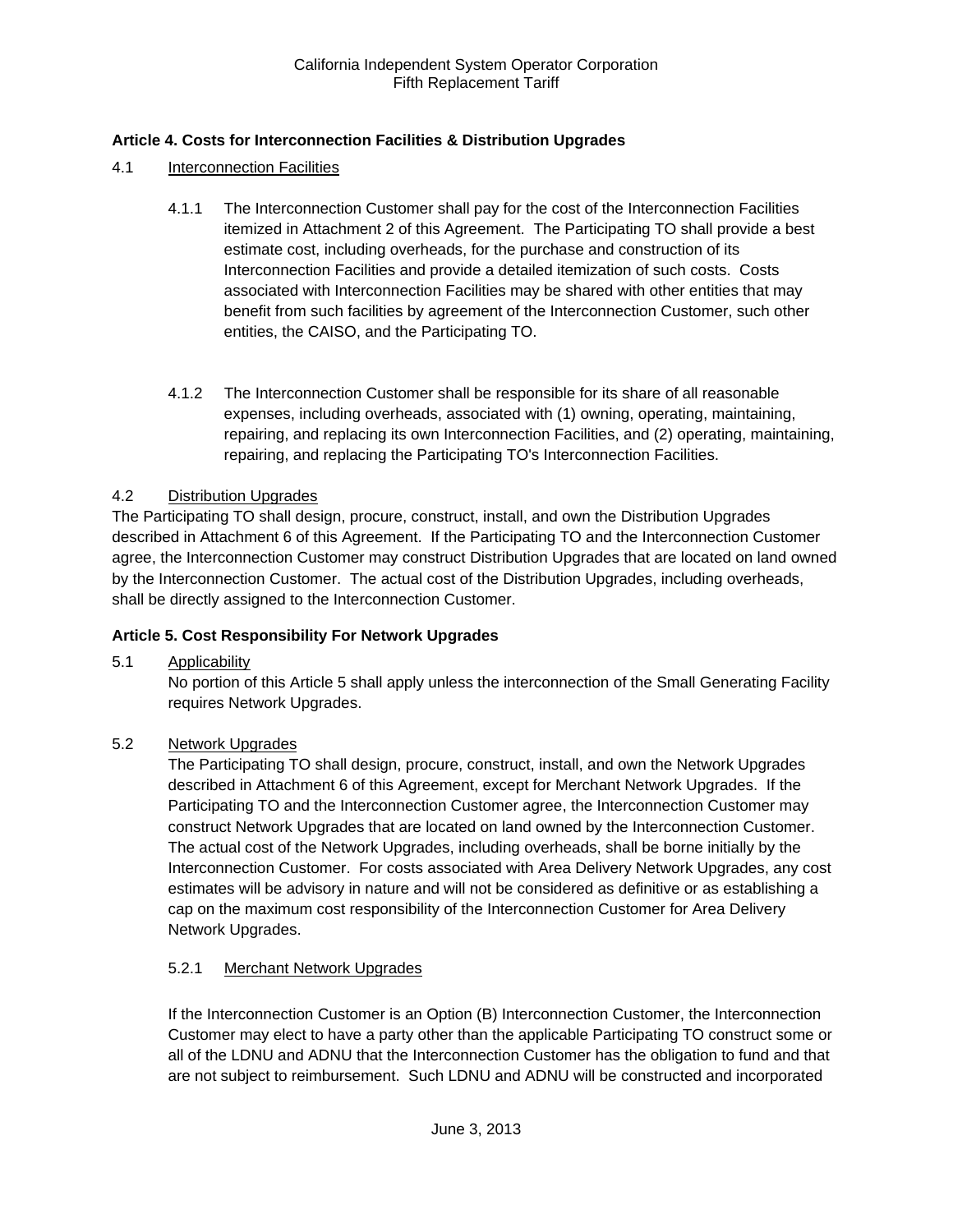**Article 4. Costs for Interconnection Facilities & Distribution Upgrades**

4.1 Interconnection Facilities

4.1.1 The Interconnection Customer shall pay for the cost of the Interconnection Facilities itemized in Attachment 2 of this Agreement. The Participating TO shall provide a best estimate cost, including overheads, for the purchase and construction of its Interconnection Facilities and provide a detailed itemization of such costs. Costs associated with Interconnection Facilities may be shared with other entities that may benefit from such facilities by agreement of the Interconnection Customer, such other entities, the CAISO, and the Participating TO.

4.1.2 The Interconnection Customer shall be responsible for its share of all reasonable expenses, including overheads, associated with (1) owning, operating, maintaining, repairing, and replacing its own Interconnection Facilities, and (2) operating, maintaining, repairing, and replacing the Participating TO's Interconnection Facilities.

4.2 Distribution Upgrades

The Participating TO shall design, procure, construct, install, and own the Distribution Upgrades described in Attachment 6 of this Agreement. If the Participating TO and the Interconnection Customer agree, the Interconnection Customer may construct Distribution Upgrades that are located on land owned by the Interconnection Customer. The actual cost of the Distribution Upgrades, including overheads, shall be directly assigned to the Interconnection Customer.

**Article 5. Cost Responsibility For Network Upgrades**

5.1 Applicability

No portion of this Article 5 shall apply unless the interconnection of the Small Generating Facility requires Network Upgrades.

5.2 Network Upgrades

The Participating TO shall design, procure, construct, install, and own the Network Upgrades described in Attachment 6 of this Agreement, except for Merchant Network Upgrades. If the Participating TO and the Interconnection Customer agree, the Interconnection Customer may construct Network Upgrades that are located on land owned by the Interconnection Customer. The actual cost of the Network Upgrades, including overheads, shall be borne initially by the Interconnection Customer. For costs associated with Area Delivery Network Upgrades, any cost estimates will be advisory in nature and will not be considered as definitive or as establishing a cap on the maximum cost responsibility of the Interconnection Customer for Area Delivery Network Upgrades.

5.2.1 Merchant Network Upgrades

If the Interconnection Customer is an Option (B) Interconnection Customer, the Interconnection Customer may elect to have a party other than the applicable Participating TO construct some or all of the LDNU and ADNU that the Interconnection Customer has the obligation to fund and that are not subject to reimbursement. Such LDNU and ADNU will be constructed and incorporated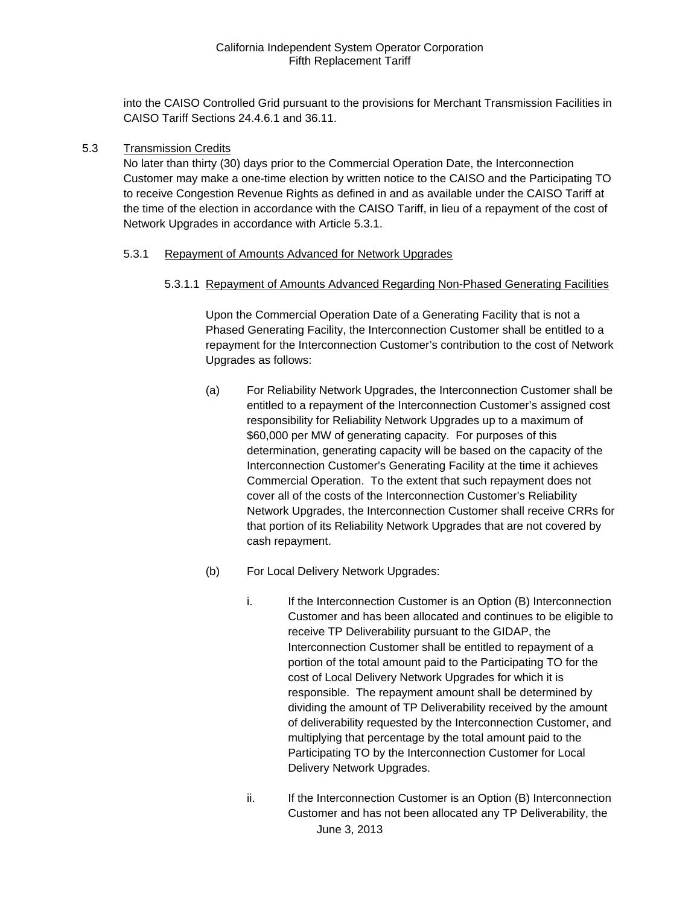into the CAISO Controlled Grid pursuant to the provisions for Merchant Transmission Facilities in CAISO Tariff Sections 24.4.6.1 and 36.11.

5.3 Transmission Credits

No later than thirty (30) days prior to the Commercial Operation Date, the Interconnection Customer may make a one-time election by written notice to the CAISO and the Participating TO to receive Congestion Revenue Rights as defined in and as available under the CAISO Tariff at the time of the election in accordance with the CAISO Tariff, in lieu of a repayment of the cost of Network Upgrades in accordance with Article 5.3.1.

5.3.1 Repayment of Amounts Advanced for Network Upgrades

5.3.1.1 Repayment of Amounts Advanced Regarding Non-Phased Generating Facilities

Upon the Commercial Operation Date of a Generating Facility that is not a Phased Generating Facility, the Interconnection Customer shall be entitled to a repayment for the Interconnection Customer's contribution to the cost of Network Upgrades as follows:

(a) For Reliability Network Upgrades, the Interconnection Customer shall be entitled to a repayment of the Interconnection Customer's assigned cost responsibility for Reliability Network Upgrades up to a maximum of \$60,000 per MW of generating capacity. For purposes of this determination, generating capacity will be based on the capacity of the Interconnection Customer's Generating Facility at the time it achieves Commercial Operation. To the extent that such repayment does not cover all of the costs of the Interconnection Customer's Reliability Network Upgrades, the Interconnection Customer shall receive CRRs for that portion of its Reliability Network Upgrades that are not covered by cash repayment.

(b) For Local Delivery Network Upgrades:

i. If the Interconnection Customer is an Option (B) Interconnection Customer and has been allocated and continues to be eligible to receive TP Deliverability pursuant to the GIDAP, the Interconnection Customer shall be entitled to repayment of a portion of the total amount paid to the Participating TO for the cost of Local Delivery Network Upgrades for which it is responsible. The repayment amount shall be determined by dividing the amount of TP Deliverability received by the amount of deliverability requested by the Interconnection Customer, and multiplying that percentage by the total amount paid to the Participating TO by the Interconnection Customer for Local Delivery Network Upgrades.

ii. If the Interconnection Customer is an Option (B) Interconnection Customer and has not been allocated any TP Deliverability, the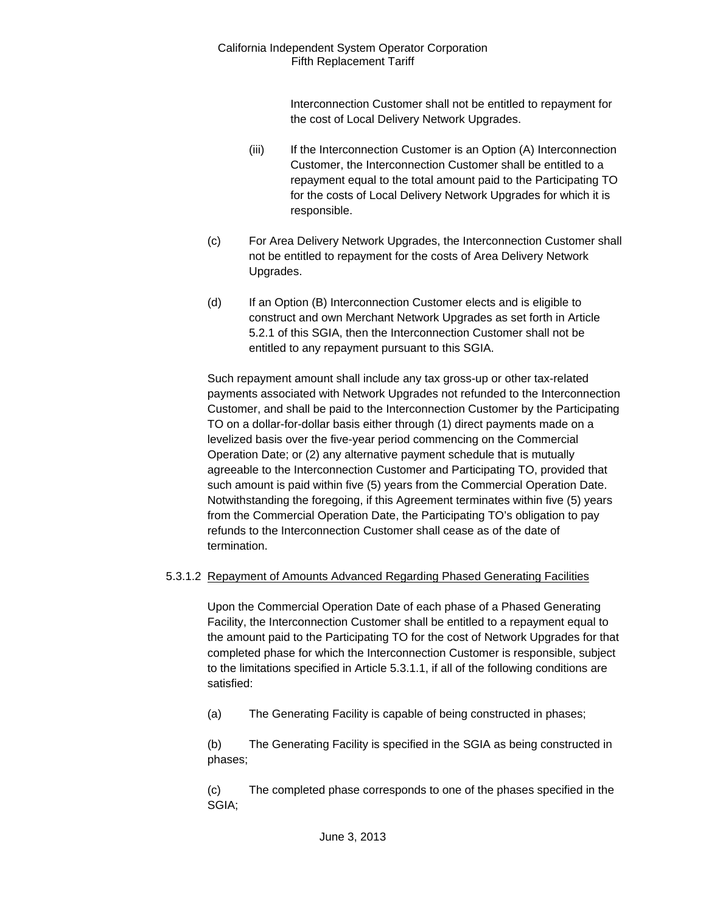Interconnection Customer shall not be entitled to repayment for the cost of Local Delivery Network Upgrades.

(iii) If the Interconnection Customer is an Option (A) Interconnection Customer, the Interconnection Customer shall be entitled to a repayment equal to the total amount paid to the Participating TO for the costs of Local Delivery Network Upgrades for which it is responsible.

(c) For Area Delivery Network Upgrades, the Interconnection Customer shall not be entitled to repayment for the costs of Area Delivery Network Upgrades.

(d) If an Option (B) Interconnection Customer elects and is eligible to construct and own Merchant Network Upgrades as set forth in Article 5.2.1 of this SGIA, then the Interconnection Customer shall not be entitled to any repayment pursuant to this SGIA.

Such repayment amount shall include any tax gross-up or other tax-related payments associated with Network Upgrades not refunded to the Interconnection Customer, and shall be paid to the Interconnection Customer by the Participating TO on a dollar-for-dollar basis either through (1) direct payments made on a levelized basis over the five-year period commencing on the Commercial Operation Date; or (2) any alternative payment schedule that is mutually agreeable to the Interconnection Customer and Participating TO, provided that such amount is paid within five (5) years from the Commercial Operation Date. Notwithstanding the foregoing, if this Agreement terminates within five (5) years from the Commercial Operation Date, the Participating TO's obligation to pay refunds to the Interconnection Customer shall cease as of the date of termination.

5.3.1.2 Repayment of Amounts Advanced Regarding Phased Generating Facilities

Upon the Commercial Operation Date of each phase of a Phased Generating Facility, the Interconnection Customer shall be entitled to a repayment equal to the amount paid to the Participating TO for the cost of Network Upgrades for that completed phase for which the Interconnection Customer is responsible, subject to the limitations specified in Article 5.3.1.1, if all of the following conditions are satisfied:

(a) The Generating Facility is capable of being constructed in phases;

(b) The Generating Facility is specified in the SGIA as being constructed in phases;

(c) The completed phase corresponds to one of the phases specified in the SGIA;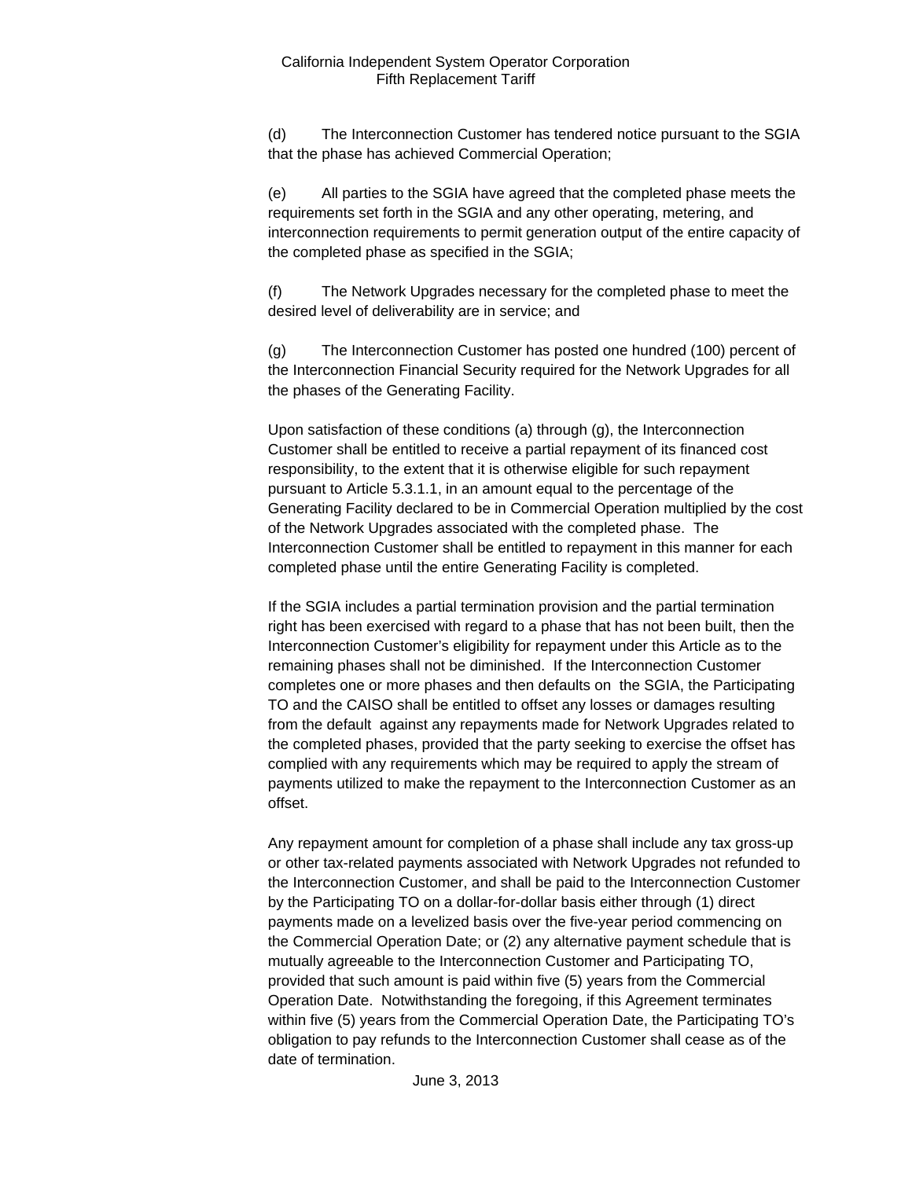(d) The Interconnection Customer has tendered notice pursuant to the SGIA that the phase has achieved Commercial Operation;

(e) All parties to the SGIA have agreed that the completed phase meets the requirements set forth in the SGIA and any other operating, metering, and interconnection requirements to permit generation output of the entire capacity of the completed phase as specified in the SGIA;

(f) The Network Upgrades necessary for the completed phase to meet the desired level of deliverability are in service; and

(g) The Interconnection Customer has posted one hundred (100) percent of the Interconnection Financial Security required for the Network Upgrades for all the phases of the Generating Facility.

Upon satisfaction of these conditions (a) through (g), the Interconnection Customer shall be entitled to receive a partial repayment of its financed cost responsibility, to the extent that it is otherwise eligible for such repayment pursuant to Article 5.3.1.1, in an amount equal to the percentage of the Generating Facility declared to be in Commercial Operation multiplied by the cost of the Network Upgrades associated with the completed phase. The Interconnection Customer shall be entitled to repayment in this manner for each completed phase until the entire Generating Facility is completed.

If the SGIA includes a partial termination provision and the partial termination right has been exercised with regard to a phase that has not been built, then the Interconnection Customer's eligibility for repayment under this Article as to the remaining phases shall not be diminished. If the Interconnection Customer completes one or more phases and then defaults on the SGIA, the Participating TO and the CAISO shall be entitled to offset any losses or damages resulting from the default against any repayments made for Network Upgrades related to the completed phases, provided that the party seeking to exercise the offset has complied with any requirements which may be required to apply the stream of payments utilized to make the repayment to the Interconnection Customer as an offset.

Any repayment amount for completion of a phase shall include any tax gross-up or other tax-related payments associated with Network Upgrades not refunded to the Interconnection Customer, and shall be paid to the Interconnection Customer by the Participating TO on a dollar-for-dollar basis either through (1) direct payments made on a levelized basis over the five-year period commencing on the Commercial Operation Date; or (2) any alternative payment schedule that is mutually agreeable to the Interconnection Customer and Participating TO, provided that such amount is paid within five (5) years from the Commercial Operation Date. Notwithstanding the foregoing, if this Agreement terminates within five (5) years from the Commercial Operation Date, the Participating TO's obligation to pay refunds to the Interconnection Customer shall cease as of the date of termination.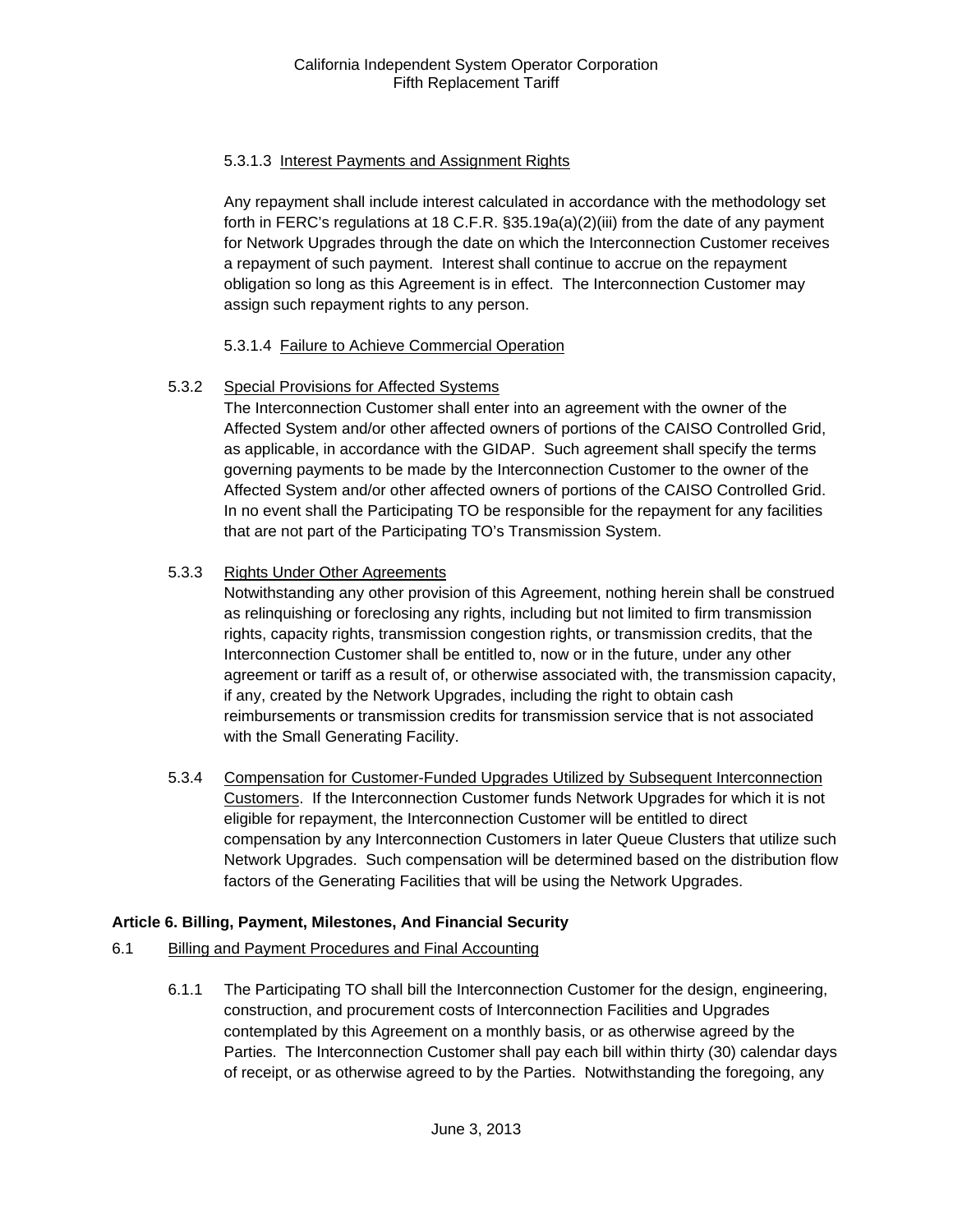5.3.1.3 Interest Payments and Assignment Rights

Any repayment shall include interest calculated in accordance with the methodology set forth in FERC's regulations at 18 C.F.R. §35.19a(a)(2)(iii) from the date of any payment for Network Upgrades through the date on which the Interconnection Customer receives a repayment of such payment. Interest shall continue to accrue on the repayment obligation so long as this Agreement is in effect. The Interconnection Customer may assign such repayment rights to any person.

5.3.1.4 Failure to Achieve Commercial Operation

5.3.2 Special Provisions for Affected Systems

The Interconnection Customer shall enter into an agreement with the owner of the Affected System and/or other affected owners of portions of the CAISO Controlled Grid, as applicable, in accordance with the GIDAP. Such agreement shall specify the terms governing payments to be made by the Interconnection Customer to the owner of the Affected System and/or other affected owners of portions of the CAISO Controlled Grid. In no event shall the Participating TO be responsible for the repayment for any facilities that are not part of the Participating TO's Transmission System.

5.3.3 Rights Under Other Agreements

Notwithstanding any other provision of this Agreement, nothing herein shall be construed as relinquishing or foreclosing any rights, including but not limited to firm transmission rights, capacity rights, transmission congestion rights, or transmission credits, that the Interconnection Customer shall be entitled to, now or in the future, under any other agreement or tariff as a result of, or otherwise associated with, the transmission capacity, if any, created by the Network Upgrades, including the right to obtain cash reimbursements or transmission credits for transmission service that is not associated with the Small Generating Facility.

5.3.4 Compensation for Customer-Funded Upgrades Utilized by Subsequent Interconnection Customers. If the Interconnection Customer funds Network Upgrades for which it is not eligible for repayment, the Interconnection Customer will be entitled to direct compensation by any Interconnection Customers in later Queue Clusters that utilize such Network Upgrades. Such compensation will be determined based on the distribution flow factors of the Generating Facilities that will be using the Network Upgrades.

**Article 6. Billing, Payment, Milestones, And Financial Security**

6.1 Billing and Payment Procedures and Final Accounting

6.1.1 The Participating TO shall bill the Interconnection Customer for the design, engineering, construction, and procurement costs of Interconnection Facilities and Upgrades contemplated by this Agreement on a monthly basis, or as otherwise agreed by the Parties. The Interconnection Customer shall pay each bill within thirty (30) calendar days of receipt, or as otherwise agreed to by the Parties. Notwithstanding the foregoing, any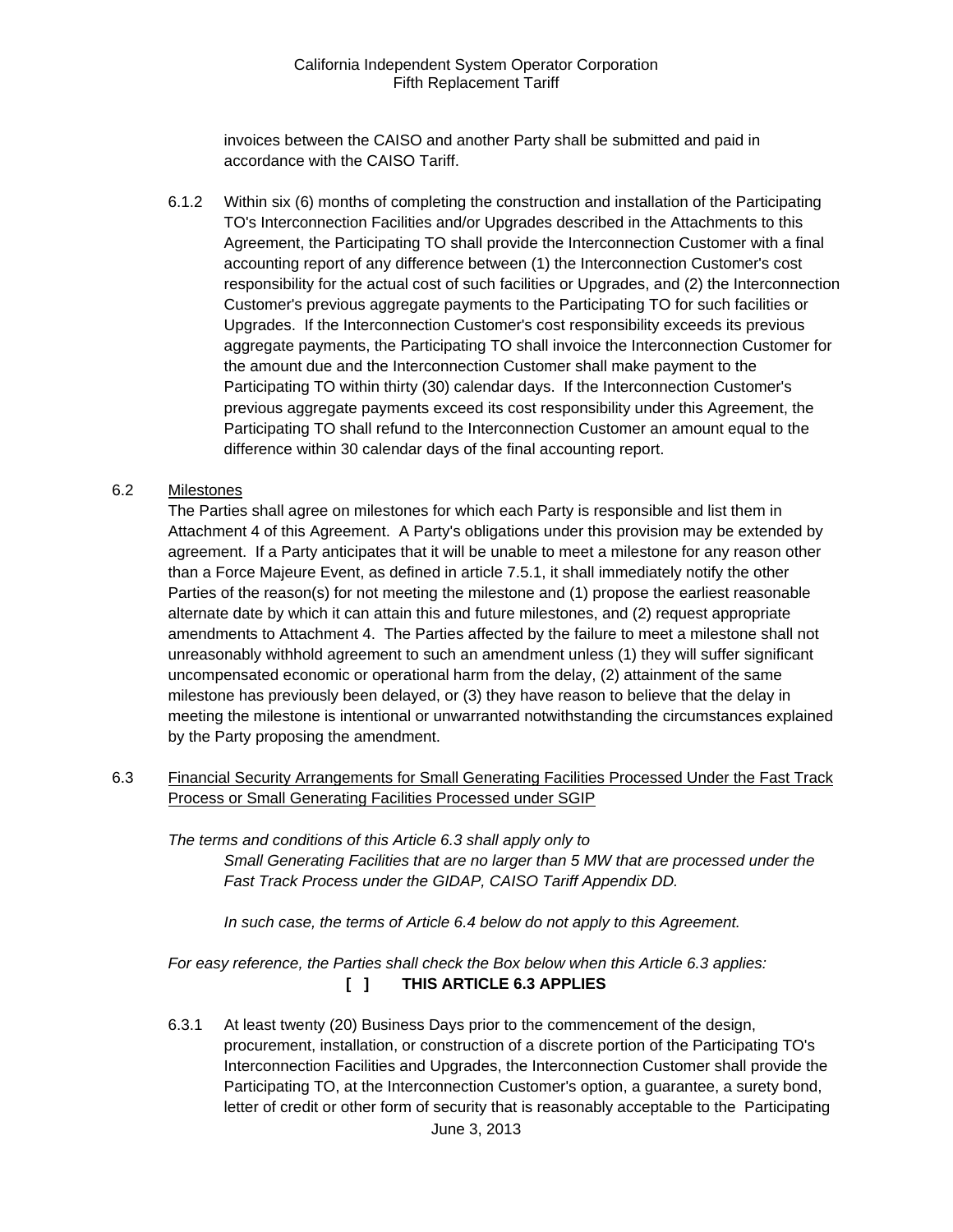invoices between the CAISO and another Party shall be submitted and paid in accordance with the CAISO Tariff.

6.1.2 Within six (6) months of completing the construction and installation of the Participating TO's Interconnection Facilities and/or Upgrades described in the Attachments to this Agreement, the Participating TO shall provide the Interconnection Customer with a final accounting report of any difference between (1) the Interconnection Customer's cost responsibility for the actual cost of such facilities or Upgrades, and (2) the Interconnection Customer's previous aggregate payments to the Participating TO for such facilities or Upgrades. If the Interconnection Customer's cost responsibility exceeds its previous aggregate payments, the Participating TO shall invoice the Interconnection Customer for the amount due and the Interconnection Customer shall make payment to the Participating TO within thirty (30) calendar days. If the Interconnection Customer's previous aggregate payments exceed its cost responsibility under this Agreement, the Participating TO shall refund to the Interconnection Customer an amount equal to the difference within 30 calendar days of the final accounting report.

6.2 Milestones

The Parties shall agree on milestones for which each Party is responsible and list them in Attachment 4 of this Agreement. A Party's obligations under this provision may be extended by agreement. If a Party anticipates that it will be unable to meet a milestone for any reason other than a Force Majeure Event, as defined in article 7.5.1, it shall immediately notify the other Parties of the reason(s) for not meeting the milestone and (1) propose the earliest reasonable alternate date by which it can attain this and future milestones, and (2) request appropriate amendments to Attachment 4. The Parties affected by the failure to meet a milestone shall not unreasonably withhold agreement to such an amendment unless (1) they will suffer significant uncompensated economic or operational harm from the delay, (2) attainment of the same milestone has previously been delayed, or (3) they have reason to believe that the delay in meeting the milestone is intentional or unwarranted notwithstanding the circumstances explained by the Party proposing the amendment.

6.3 Financial Security Arrangements for Small Generating Facilities Processed Under the Fast Track Process or Small Generating Facilities Processed under SGIP

*The terms and conditions of this Article 6.3 shall apply only to*

*Small Generating Facilities that are no larger than 5 MW that are processed under the Fast Track Process under the GIDAP, CAISO Tariff Appendix DD.*

*In such case, the terms of Article 6.4 below do not apply to this Agreement.*

*For easy reference, the Parties shall check the Box below when this Article 6.3 applies:*

**[ ] THIS ARTICLE 6.3 APPLIES**

6.3.1 At least twenty (20) Business Days prior to the commencement of the design, procurement, installation, or construction of a discrete portion of the Participating TO's Interconnection Facilities and Upgrades, the Interconnection Customer shall provide the Participating TO, at the Interconnection Customer's option, a guarantee, a surety bond, letter of credit or other form of security that is reasonably acceptable to the Participating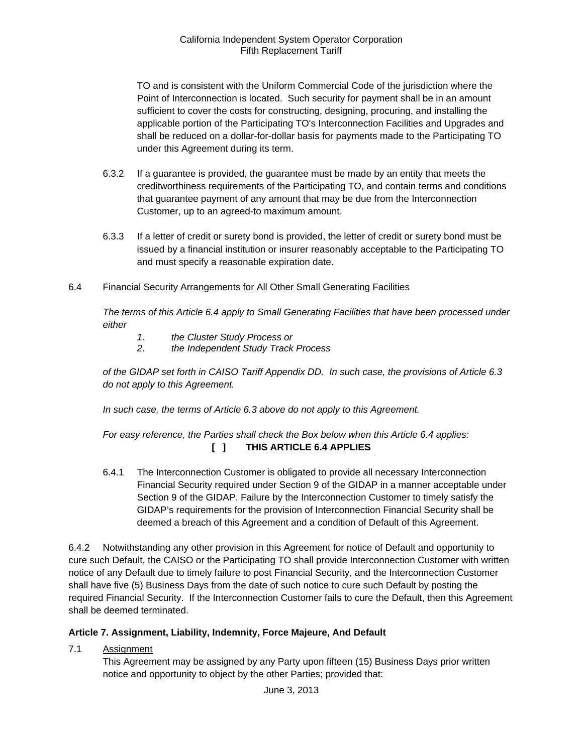TO and is consistent with the Uniform Commercial Code of the jurisdiction where the Point of Interconnection is located. Such security for payment shall be in an amount sufficient to cover the costs for constructing, designing, procuring, and installing the applicable portion of the Participating TO's Interconnection Facilities and Upgrades and shall be reduced on a dollar-for-dollar basis for payments made to the Participating TO under this Agreement during its term.

6.3.2 If a guarantee is provided, the guarantee must be made by an entity that meets the creditworthiness requirements of the Participating TO, and contain terms and conditions that guarantee payment of any amount that may be due from the Interconnection Customer, up to an agreed-to maximum amount.

6.3.3 If a letter of credit or surety bond is provided, the letter of credit or surety bond must be issued by a financial institution or insurer reasonably acceptable to the Participating TO and must specify a reasonable expiration date.

6.4 Financial Security Arrangements for All Other Small Generating Facilities

*The terms of this Article 6.4 apply to Small Generating Facilities that have been processed under either*

1. *the Cluster Study Process or*
2. *the Independent Study Track Process*

*of the GIDAP set forth in CAISO Tariff Appendix DD. In such case, the provisions of Article 6.3 do not apply to this Agreement.*

*In such case, the terms of Article 6.3 above do not apply to this Agreement.*

*For easy reference, the Parties shall check the Box below when this Article 6.4 applies:*

**[ ] THIS ARTICLE 6.4 APPLIES**

6.4.1 The Interconnection Customer is obligated to provide all necessary Interconnection Financial Security required under Section 9 of the GIDAP in a manner acceptable under Section 9 of the GIDAP. Failure by the Interconnection Customer to timely satisfy the GIDAP's requirements for the provision of Interconnection Financial Security shall be deemed a breach of this Agreement and a condition of Default of this Agreement.

6.4.2 Notwithstanding any other provision in this Agreement for notice of Default and opportunity to cure such Default, the CAISO or the Participating TO shall provide Interconnection Customer with written notice of any Default due to timely failure to post Financial Security, and the Interconnection Customer shall have five (5) Business Days from the date of such notice to cure such Default by posting the required Financial Security. If the Interconnection Customer fails to cure the Default, then this Agreement shall be deemed terminated.

**Article 7. Assignment, Liability, Indemnity, Force Majeure, And Default**

7.1 Assignment

This Agreement may be assigned by any Party upon fifteen (15) Business Days prior written notice and opportunity to object by the other Parties; provided that: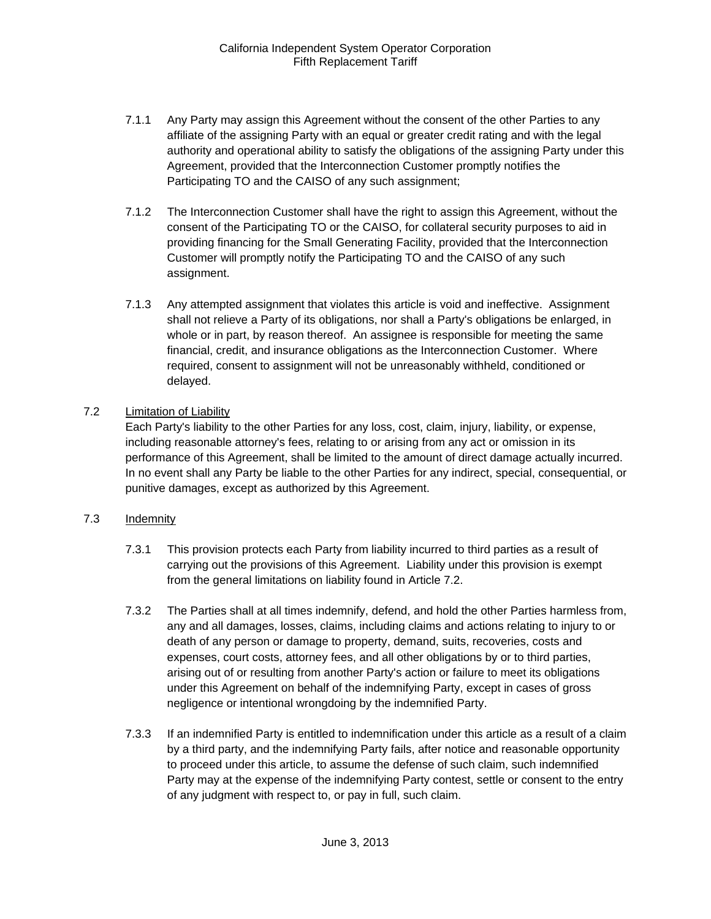7.1.1 Any Party may assign this Agreement without the consent of the other Parties to any affiliate of the assigning Party with an equal or greater credit rating and with the legal authority and operational ability to satisfy the obligations of the assigning Party under this Agreement, provided that the Interconnection Customer promptly notifies the Participating TO and the CAISO of any such assignment;

7.1.2 The Interconnection Customer shall have the right to assign this Agreement, without the consent of the Participating TO or the CAISO, for collateral security purposes to aid in providing financing for the Small Generating Facility, provided that the Interconnection Customer will promptly notify the Participating TO and the CAISO of any such assignment.

7.1.3 Any attempted assignment that violates this article is void and ineffective. Assignment shall not relieve a Party of its obligations, nor shall a Party's obligations be enlarged, in whole or in part, by reason thereof. An assignee is responsible for meeting the same financial, credit, and insurance obligations as the Interconnection Customer. Where required, consent to assignment will not be unreasonably withheld, conditioned or delayed.

7.2 Limitation of Liability

Each Party's liability to the other Parties for any loss, cost, claim, injury, liability, or expense, including reasonable attorney's fees, relating to or arising from any act or omission in its performance of this Agreement, shall be limited to the amount of direct damage actually incurred. In no event shall any Party be liable to the other Parties for any indirect, special, consequential, or punitive damages, except as authorized by this Agreement.

7.3 Indemnity

7.3.1 This provision protects each Party from liability incurred to third parties as a result of carrying out the provisions of this Agreement. Liability under this provision is exempt from the general limitations on liability found in Article 7.2.

7.3.2 The Parties shall at all times indemnify, defend, and hold the other Parties harmless from, any and all damages, losses, claims, including claims and actions relating to injury to or death of any person or damage to property, demand, suits, recoveries, costs and expenses, court costs, attorney fees, and all other obligations by or to third parties, arising out of or resulting from another Party's action or failure to meet its obligations under this Agreement on behalf of the indemnifying Party, except in cases of gross negligence or intentional wrongdoing by the indemnified Party.

7.3.3 If an indemnified Party is entitled to indemnification under this article as a result of a claim by a third party, and the indemnifying Party fails, after notice and reasonable opportunity to proceed under this article, to assume the defense of such claim, such indemnified Party may at the expense of the indemnifying Party contest, settle or consent to the entry of any judgment with respect to, or pay in full, such claim.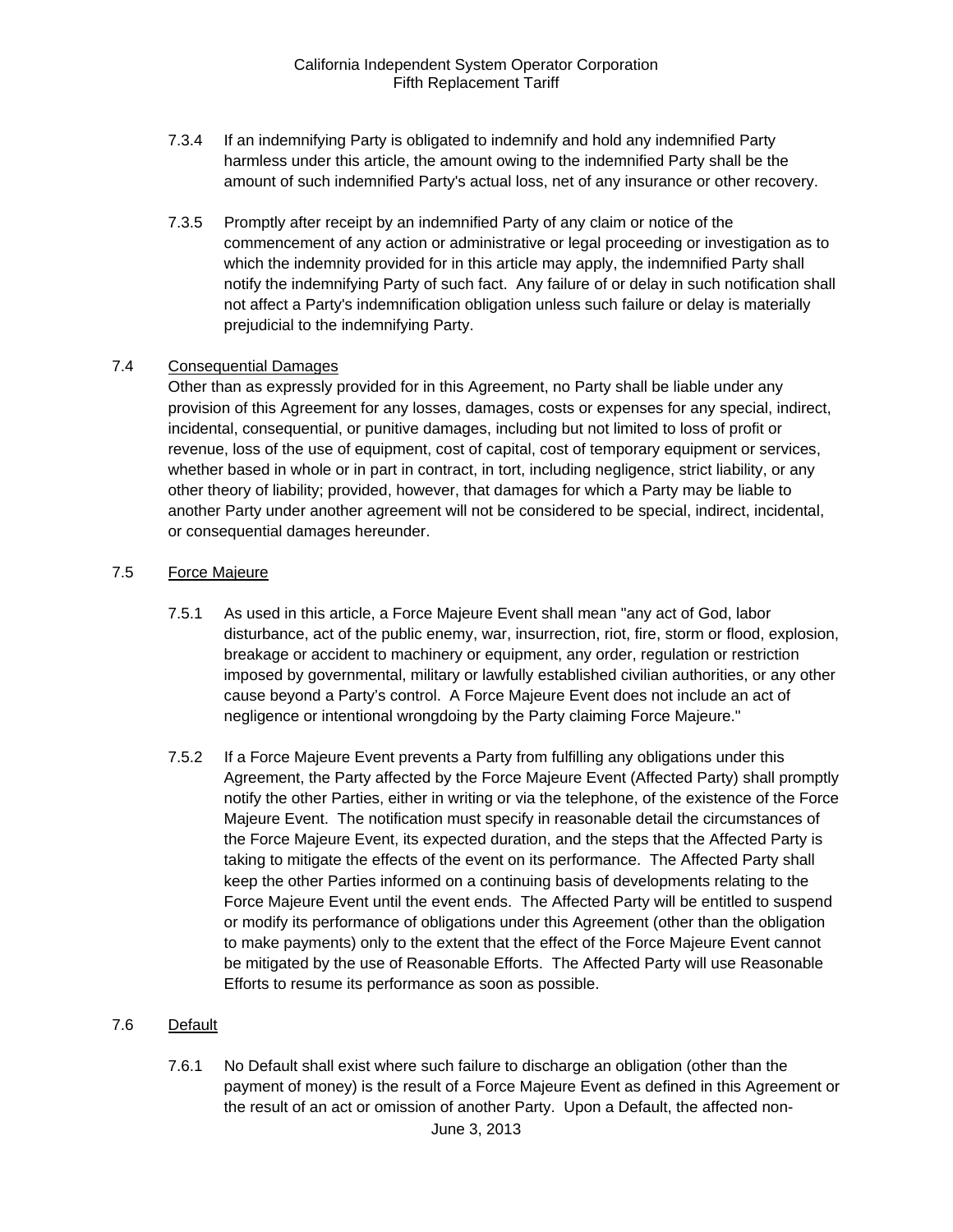7.3.4 If an indemnifying Party is obligated to indemnify and hold any indemnified Party harmless under this article, the amount owing to the indemnified Party shall be the amount of such indemnified Party's actual loss, net of any insurance or other recovery.

7.3.5 Promptly after receipt by an indemnified Party of any claim or notice of the commencement of any action or administrative or legal proceeding or investigation as to which the indemnity provided for in this article may apply, the indemnified Party shall notify the indemnifying Party of such fact. Any failure of or delay in such notification shall not affect a Party's indemnification obligation unless such failure or delay is materially prejudicial to the indemnifying Party.

7.4 Consequential Damages

Other than as expressly provided for in this Agreement, no Party shall be liable under any provision of this Agreement for any losses, damages, costs or expenses for any special, indirect, incidental, consequential, or punitive damages, including but not limited to loss of profit or revenue, loss of the use of equipment, cost of capital, cost of temporary equipment or services, whether based in whole or in part in contract, in tort, including negligence, strict liability, or any other theory of liability; provided, however, that damages for which a Party may be liable to another Party under another agreement will not be considered to be special, indirect, incidental, or consequential damages hereunder.

7.5 Force Majeure

7.5.1 As used in this article, a Force Majeure Event shall mean "any act of God, labor disturbance, act of the public enemy, war, insurrection, riot, fire, storm or flood, explosion, breakage or accident to machinery or equipment, any order, regulation or restriction imposed by governmental, military or lawfully established civilian authorities, or any other cause beyond a Party's control. A Force Majeure Event does not include an act of negligence or intentional wrongdoing by the Party claiming Force Majeure."

7.5.2 If a Force Majeure Event prevents a Party from fulfilling any obligations under this Agreement, the Party affected by the Force Majeure Event (Affected Party) shall promptly notify the other Parties, either in writing or via the telephone, of the existence of the Force Majeure Event. The notification must specify in reasonable detail the circumstances of the Force Majeure Event, its expected duration, and the steps that the Affected Party is taking to mitigate the effects of the event on its performance. The Affected Party shall keep the other Parties informed on a continuing basis of developments relating to the Force Majeure Event until the event ends. The Affected Party will be entitled to suspend or modify its performance of obligations under this Agreement (other than the obligation to make payments) only to the extent that the effect of the Force Majeure Event cannot be mitigated by the use of Reasonable Efforts. The Affected Party will use Reasonable Efforts to resume its performance as soon as possible.

7.6 Default

7.6.1 No Default shall exist where such failure to discharge an obligation (other than the payment of money) is the result of a Force Majeure Event as defined in this Agreement or the result of an act or omission of another Party. Upon a Default, the affected non-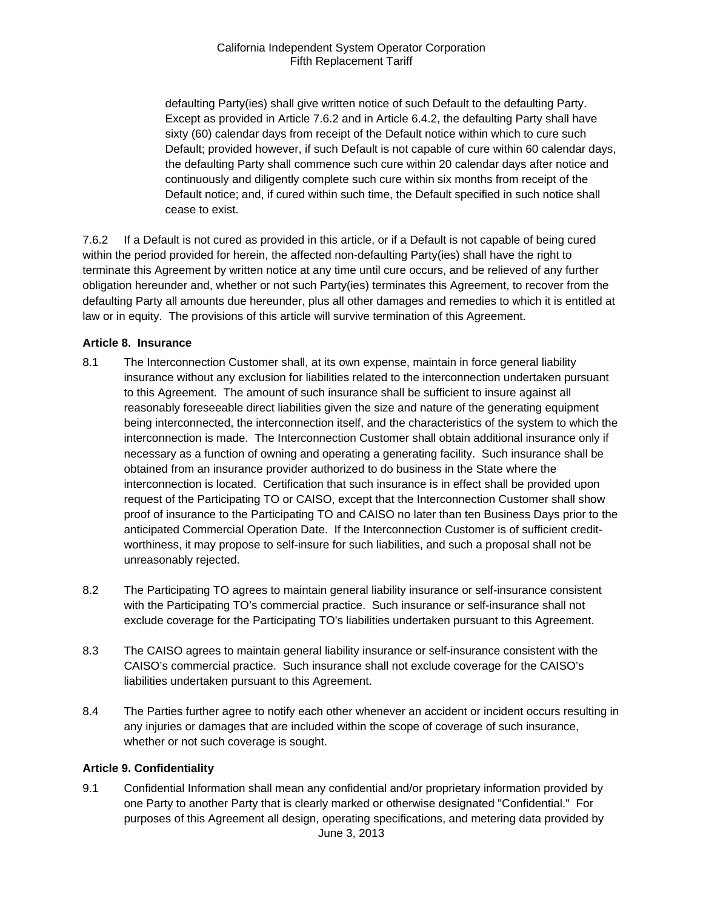defaulting Party(ies) shall give written notice of such Default to the defaulting Party. Except as provided in Article 7.6.2 and in Article 6.4.2, the defaulting Party shall have sixty (60) calendar days from receipt of the Default notice within which to cure such Default; provided however, if such Default is not capable of cure within 60 calendar days, the defaulting Party shall commence such cure within 20 calendar days after notice and continuously and diligently complete such cure within six months from receipt of the Default notice; and, if cured within such time, the Default specified in such notice shall cease to exist.

7.6.2 If a Default is not cured as provided in this article, or if a Default is not capable of being cured within the period provided for herein, the affected non-defaulting Party(ies) shall have the right to terminate this Agreement by written notice at any time until cure occurs, and be relieved of any further obligation hereunder and, whether or not such Party(ies) terminates this Agreement, to recover from the defaulting Party all amounts due hereunder, plus all other damages and remedies to which it is entitled at law or in equity. The provisions of this article will survive termination of this Agreement.

**Article 8. Insurance**

8.1 The Interconnection Customer shall, at its own expense, maintain in force general liability insurance without any exclusion for liabilities related to the interconnection undertaken pursuant to this Agreement. The amount of such insurance shall be sufficient to insure against all reasonably foreseeable direct liabilities given the size and nature of the generating equipment being interconnected, the interconnection itself, and the characteristics of the system to which the interconnection is made. The Interconnection Customer shall obtain additional insurance only if necessary as a function of owning and operating a generating facility. Such insurance shall be obtained from an insurance provider authorized to do business in the State where the interconnection is located. Certification that such insurance is in effect shall be provided upon request of the Participating TO or CAISO, except that the Interconnection Customer shall show proof of insurance to the Participating TO and CAISO no later than ten Business Days prior to the anticipated Commercial Operation Date. If the Interconnection Customer is of sufficient credit-worthiness, it may propose to self-insure for such liabilities, and such a proposal shall not be unreasonably rejected.

8.2 The Participating TO agrees to maintain general liability insurance or self-insurance consistent with the Participating TO's commercial practice. Such insurance or self-insurance shall not exclude coverage for the Participating TO's liabilities undertaken pursuant to this Agreement.

8.3 The CAISO agrees to maintain general liability insurance or self-insurance consistent with the CAISO's commercial practice. Such insurance shall not exclude coverage for the CAISO's liabilities undertaken pursuant to this Agreement.

8.4 The Parties further agree to notify each other whenever an accident or incident occurs resulting in any injuries or damages that are included within the scope of coverage of such insurance, whether or not such coverage is sought.

**Article 9. Confidentiality**

9.1 Confidential Information shall mean any confidential and/or proprietary information provided by one Party to another Party that is clearly marked or otherwise designated "Confidential." For purposes of this Agreement all design, operating specifications, and metering data provided by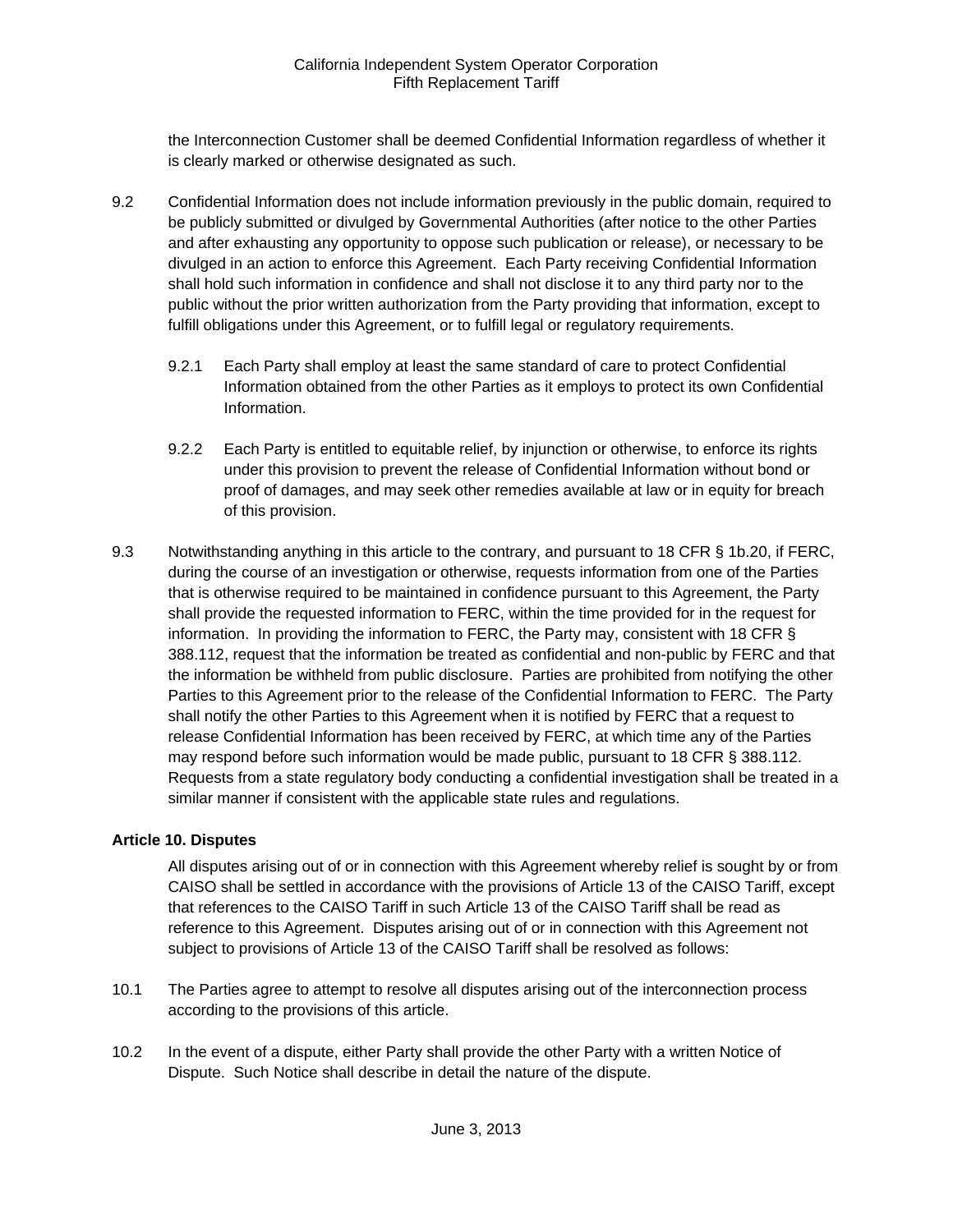the Interconnection Customer shall be deemed Confidential Information regardless of whether it is clearly marked or otherwise designated as such.

9.2 Confidential Information does not include information previously in the public domain, required to be publicly submitted or divulged by Governmental Authorities (after notice to the other Parties and after exhausting any opportunity to oppose such publication or release), or necessary to be divulged in an action to enforce this Agreement. Each Party receiving Confidential Information shall hold such information in confidence and shall not disclose it to any third party nor to the public without the prior written authorization from the Party providing that information, except to fulfill obligations under this Agreement, or to fulfill legal or regulatory requirements.

9.2.1 Each Party shall employ at least the same standard of care to protect Confidential Information obtained from the other Parties as it employs to protect its own Confidential Information.

9.2.2 Each Party is entitled to equitable relief, by injunction or otherwise, to enforce its rights under this provision to prevent the release of Confidential Information without bond or proof of damages, and may seek other remedies available at law or in equity for breach of this provision.

9.3 Notwithstanding anything in this article to the contrary, and pursuant to 18 CFR § 1b.20, if FERC, during the course of an investigation or otherwise, requests information from one of the Parties that is otherwise required to be maintained in confidence pursuant to this Agreement, the Party shall provide the requested information to FERC, within the time provided for in the request for information. In providing the information to FERC, the Party may, consistent with 18 CFR § 388.112, request that the information be treated as confidential and non-public by FERC and that the information be withheld from public disclosure. Parties are prohibited from notifying the other Parties to this Agreement prior to the release of the Confidential Information to FERC. The Party shall notify the other Parties to this Agreement when it is notified by FERC that a request to release Confidential Information has been received by FERC, at which time any of the Parties may respond before such information would be made public, pursuant to 18 CFR § 388.112. Requests from a state regulatory body conducting a confidential investigation shall be treated in a similar manner if consistent with the applicable state rules and regulations.

**Article 10. Disputes**

All disputes arising out of or in connection with this Agreement whereby relief is sought by or from CAISO shall be settled in accordance with the provisions of Article 13 of the CAISO Tariff, except that references to the CAISO Tariff in such Article 13 of the CAISO Tariff shall be read as reference to this Agreement. Disputes arising out of or in connection with this Agreement not subject to provisions of Article 13 of the CAISO Tariff shall be resolved as follows:

10.1 The Parties agree to attempt to resolve all disputes arising out of the interconnection process according to the provisions of this article.

10.2 In the event of a dispute, either Party shall provide the other Party with a written Notice of Dispute. Such Notice shall describe in detail the nature of the dispute.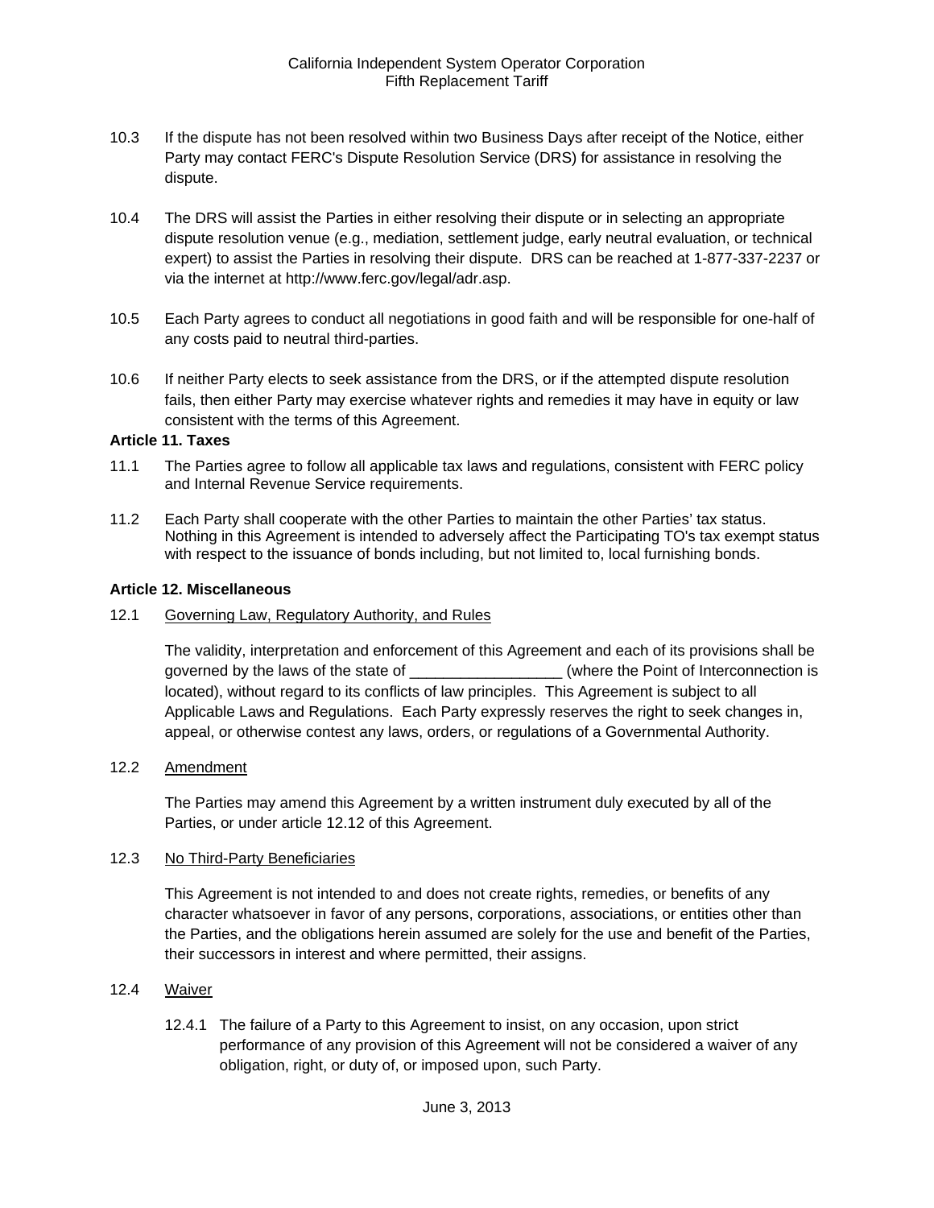10.3 If the dispute has not been resolved within two Business Days after receipt of the Notice, either Party may contact FERC's Dispute Resolution Service (DRS) for assistance in resolving the dispute.

10.4 The DRS will assist the Parties in either resolving their dispute or in selecting an appropriate dispute resolution venue (e.g., mediation, settlement judge, early neutral evaluation, or technical expert) to assist the Parties in resolving their dispute. DRS can be reached at 1-877-337-2237 or via the internet at http://www.ferc.gov/legal/adr.asp.

10.5 Each Party agrees to conduct all negotiations in good faith and will be responsible for one-half of any costs paid to neutral third-parties.

10.6 If neither Party elects to seek assistance from the DRS, or if the attempted dispute resolution fails, then either Party may exercise whatever rights and remedies it may have in equity or law consistent with the terms of this Agreement.

**Article 11. Taxes**

11.1 The Parties agree to follow all applicable tax laws and regulations, consistent with FERC policy and Internal Revenue Service requirements.

11.2 Each Party shall cooperate with the other Parties to maintain the other Parties' tax status. Nothing in this Agreement is intended to adversely affect the Participating TO's tax exempt status with respect to the issuance of bonds including, but not limited to, local furnishing bonds.

**Article 12. Miscellaneous**

12.1 Governing Law, Regulatory Authority, and Rules

The validity, interpretation and enforcement of this Agreement and each of its provisions shall be governed by the laws of the state of __________________ (where the Point of Interconnection is located), without regard to its conflicts of law principles. This Agreement is subject to all Applicable Laws and Regulations. Each Party expressly reserves the right to seek changes in, appeal, or otherwise contest any laws, orders, or regulations of a Governmental Authority.

12.2 Amendment

The Parties may amend this Agreement by a written instrument duly executed by all of the Parties, or under article 12.12 of this Agreement.

12.3 No Third-Party Beneficiaries

This Agreement is not intended to and does not create rights, remedies, or benefits of any character whatsoever in favor of any persons, corporations, associations, or entities other than the Parties, and the obligations herein assumed are solely for the use and benefit of the Parties, their successors in interest and where permitted, their assigns.

12.4 Waiver

12.4.1 The failure of a Party to this Agreement to insist, on any occasion, upon strict performance of any provision of this Agreement will not be considered a waiver of any obligation, right, or duty of, or imposed upon, such Party.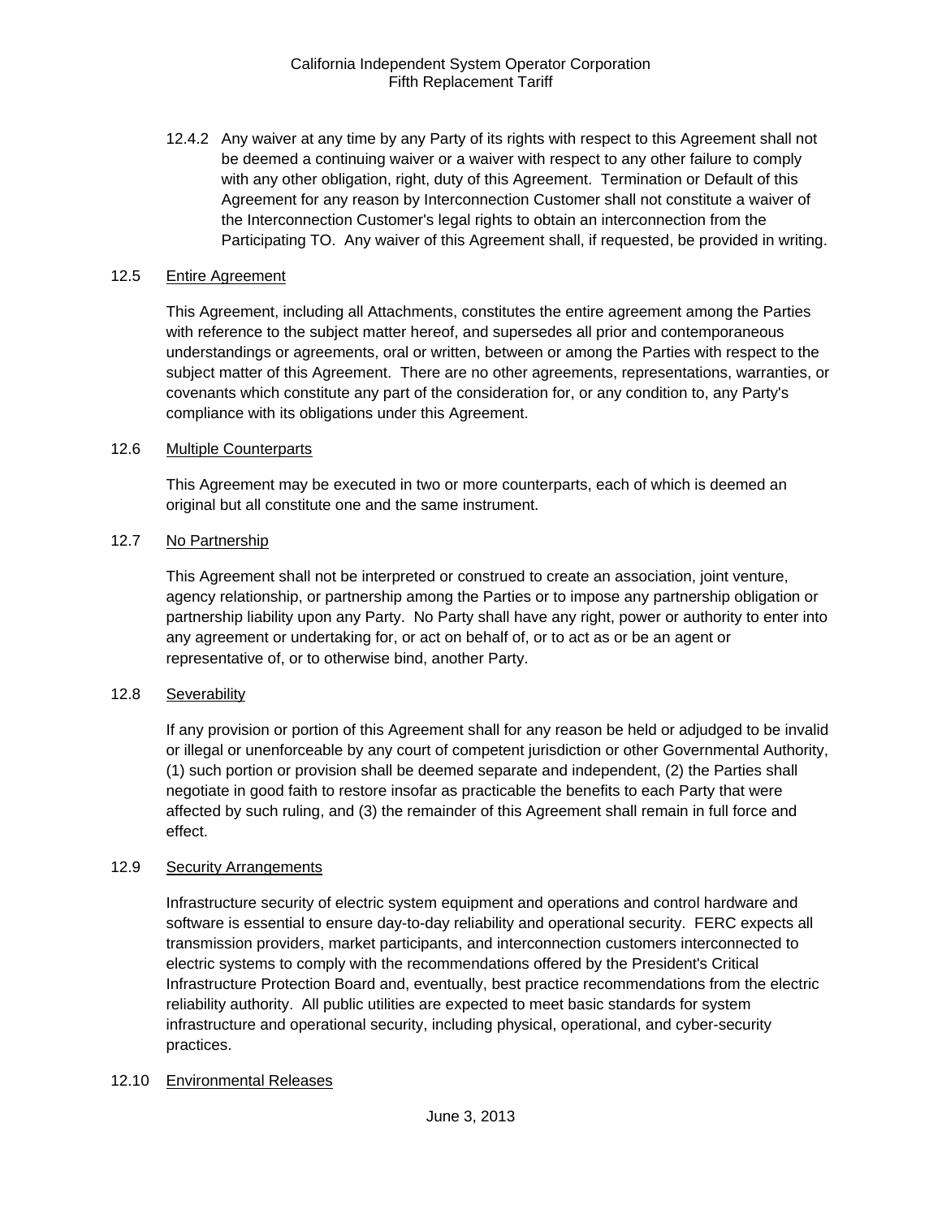12.4.2 Any waiver at any time by any Party of its rights with respect to this Agreement shall not be deemed a continuing waiver or a waiver with respect to any other failure to comply with any other obligation, right, duty of this Agreement. Termination or Default of this Agreement for any reason by Interconnection Customer shall not constitute a waiver of the Interconnection Customer's legal rights to obtain an interconnection from the Participating TO. Any waiver of this Agreement shall, if requested, be provided in writing.

12.5 Entire Agreement

This Agreement, including all Attachments, constitutes the entire agreement among the Parties with reference to the subject matter hereof, and supersedes all prior and contemporaneous understandings or agreements, oral or written, between or among the Parties with respect to the subject matter of this Agreement. There are no other agreements, representations, warranties, or covenants which constitute any part of the consideration for, or any condition to, any Party's compliance with its obligations under this Agreement.

12.6 Multiple Counterparts

This Agreement may be executed in two or more counterparts, each of which is deemed an original but all constitute one and the same instrument.

12.7 No Partnership

This Agreement shall not be interpreted or construed to create an association, joint venture, agency relationship, or partnership among the Parties or to impose any partnership obligation or partnership liability upon any Party. No Party shall have any right, power or authority to enter into any agreement or undertaking for, or act on behalf of, or to act as or be an agent or representative of, or to otherwise bind, another Party.

12.8 Severability

If any provision or portion of this Agreement shall for any reason be held or adjudged to be invalid or illegal or unenforceable by any court of competent jurisdiction or other Governmental Authority, (1) such portion or provision shall be deemed separate and independent, (2) the Parties shall negotiate in good faith to restore insofar as practicable the benefits to each Party that were affected by such ruling, and (3) the remainder of this Agreement shall remain in full force and effect.

12.9 Security Arrangements

Infrastructure security of electric system equipment and operations and control hardware and software is essential to ensure day-to-day reliability and operational security. FERC expects all transmission providers, market participants, and interconnection customers interconnected to electric systems to comply with the recommendations offered by the President's Critical Infrastructure Protection Board and, eventually, best practice recommendations from the electric reliability authority. All public utilities are expected to meet basic standards for system infrastructure and operational security, including physical, operational, and cyber-security practices.

12.10 Environmental Releases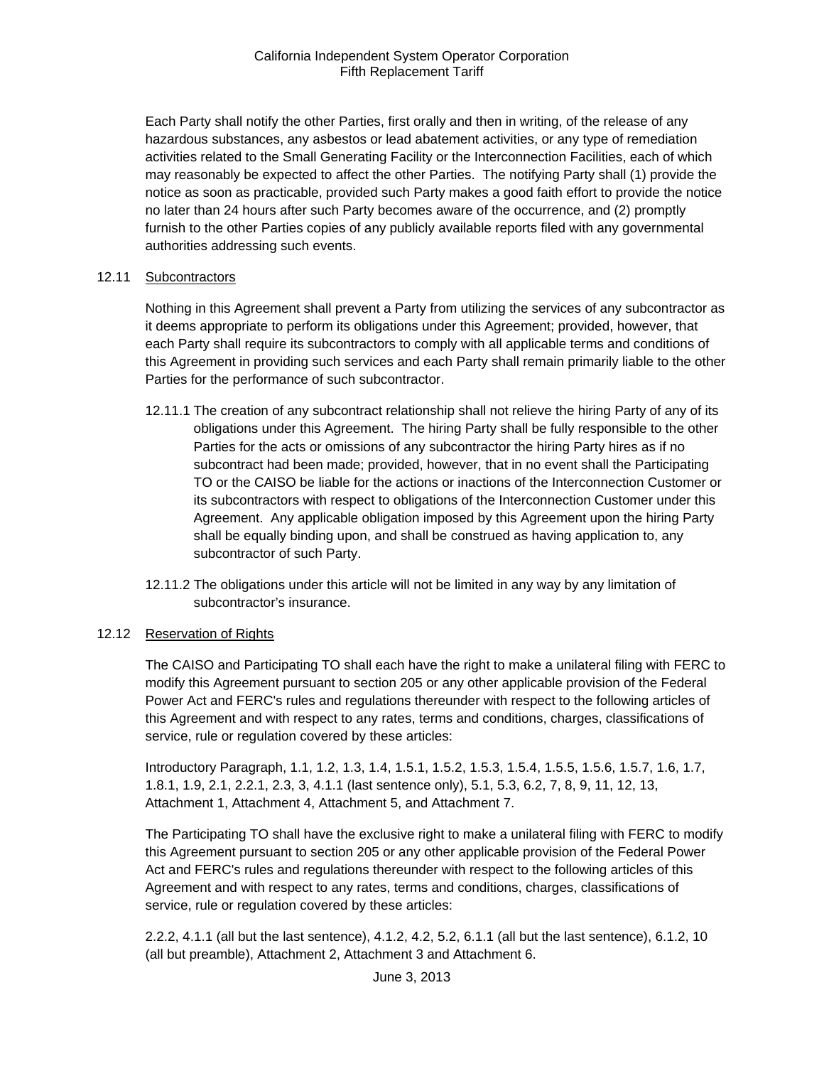Each Party shall notify the other Parties, first orally and then in writing, of the release of any hazardous substances, any asbestos or lead abatement activities, or any type of remediation activities related to the Small Generating Facility or the Interconnection Facilities, each of which may reasonably be expected to affect the other Parties. The notifying Party shall (1) provide the notice as soon as practicable, provided such Party makes a good faith effort to provide the notice no later than 24 hours after such Party becomes aware of the occurrence, and (2) promptly furnish to the other Parties copies of any publicly available reports filed with any governmental authorities addressing such events.

12.11 Subcontractors

Nothing in this Agreement shall prevent a Party from utilizing the services of any subcontractor as it deems appropriate to perform its obligations under this Agreement; provided, however, that each Party shall require its subcontractors to comply with all applicable terms and conditions of this Agreement in providing such services and each Party shall remain primarily liable to the other Parties for the performance of such subcontractor.

12.11.1 The creation of any subcontract relationship shall not relieve the hiring Party of any of its obligations under this Agreement. The hiring Party shall be fully responsible to the other Parties for the acts or omissions of any subcontractor the hiring Party hires as if no subcontract had been made; provided, however, that in no event shall the Participating TO or the CAISO be liable for the actions or inactions of the Interconnection Customer or its subcontractors with respect to obligations of the Interconnection Customer under this Agreement. Any applicable obligation imposed by this Agreement upon the hiring Party shall be equally binding upon, and shall be construed as having application to, any subcontractor of such Party.

12.11.2 The obligations under this article will not be limited in any way by any limitation of subcontractor's insurance.

12.12 Reservation of Rights

The CAISO and Participating TO shall each have the right to make a unilateral filing with FERC to modify this Agreement pursuant to section 205 or any other applicable provision of the Federal Power Act and FERC's rules and regulations thereunder with respect to the following articles of this Agreement and with respect to any rates, terms and conditions, charges, classifications of service, rule or regulation covered by these articles:

Introductory Paragraph, 1.1, 1.2, 1.3, 1.4, 1.5.1, 1.5.2, 1.5.3, 1.5.4, 1.5.5, 1.5.6, 1.5.7, 1.6, 1.7, 1.8.1, 1.9, 2.1, 2.2.1, 2.3, 3, 4.1.1 (last sentence only), 5.1, 5.3, 6.2, 7, 8, 9, 11, 12, 13, Attachment 1, Attachment 4, Attachment 5, and Attachment 7.

The Participating TO shall have the exclusive right to make a unilateral filing with FERC to modify this Agreement pursuant to section 205 or any other applicable provision of the Federal Power Act and FERC's rules and regulations thereunder with respect to the following articles of this Agreement and with respect to any rates, terms and conditions, charges, classifications of service, rule or regulation covered by these articles:

2.2.2, 4.1.1 (all but the last sentence), 4.1.2, 4.2, 5.2, 6.1.1 (all but the last sentence), 6.1.2, 10 (all but preamble), Attachment 2, Attachment 3 and Attachment 6.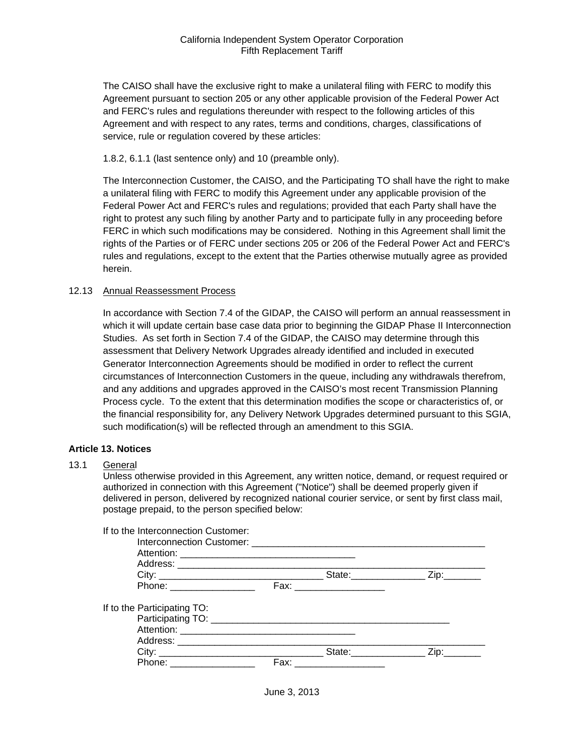The CAISO shall have the exclusive right to make a unilateral filing with FERC to modify this Agreement pursuant to section 205 or any other applicable provision of the Federal Power Act and FERC's rules and regulations thereunder with respect to the following articles of this Agreement and with respect to any rates, terms and conditions, charges, classifications of service, rule or regulation covered by these articles:

1.8.2, 6.1.1 (last sentence only) and 10 (preamble only).

The Interconnection Customer, the CAISO, and the Participating TO shall have the right to make a unilateral filing with FERC to modify this Agreement under any applicable provision of the Federal Power Act and FERC's rules and regulations; provided that each Party shall have the right to protest any such filing by another Party and to participate fully in any proceeding before FERC in which such modifications may be considered. Nothing in this Agreement shall limit the rights of the Parties or of FERC under sections 205 or 206 of the Federal Power Act and FERC's rules and regulations, except to the extent that the Parties otherwise mutually agree as provided herein.

12.13 Annual Reassessment Process

In accordance with Section 7.4 of the GIDAP, the CAISO will perform an annual reassessment in which it will update certain base case data prior to beginning the GIDAP Phase II Interconnection Studies. As set forth in Section 7.4 of the GIDAP, the CAISO may determine through this assessment that Delivery Network Upgrades already identified and included in executed Generator Interconnection Agreements should be modified in order to reflect the current circumstances of Interconnection Customers in the queue, including any withdrawals therefrom, and any additions and upgrades approved in the CAISO's most recent Transmission Planning Process cycle. To the extent that this determination modifies the scope or characteristics of, or the financial responsibility for, any Delivery Network Upgrades determined pursuant to this SGIA, such modification(s) will be reflected through an amendment to this SGIA.

**Article 13. Notices**

13.1 General

Unless otherwise provided in this Agreement, any written notice, demand, or request required or authorized in connection with this Agreement ("Notice") shall be deemed properly given if delivered in person, delivered by recognized national courier service, or sent by first class mail, postage prepaid, to the person specified below:

If to the Interconnection Customer:

Interconnection Customer: ______________________________________________
Attention: _________________________________
Address: _______________________________________________________________
City: _______________________________ State:______________ Zip:_______
Phone: ________________ Fax: _________________

If to the Participating TO:

Participating TO: _______________________________________________
Attention: _________________________________
Address: _______________________________________________________________
City: _______________________________ State:______________ Zip:_______
Phone: ________________ Fax: _________________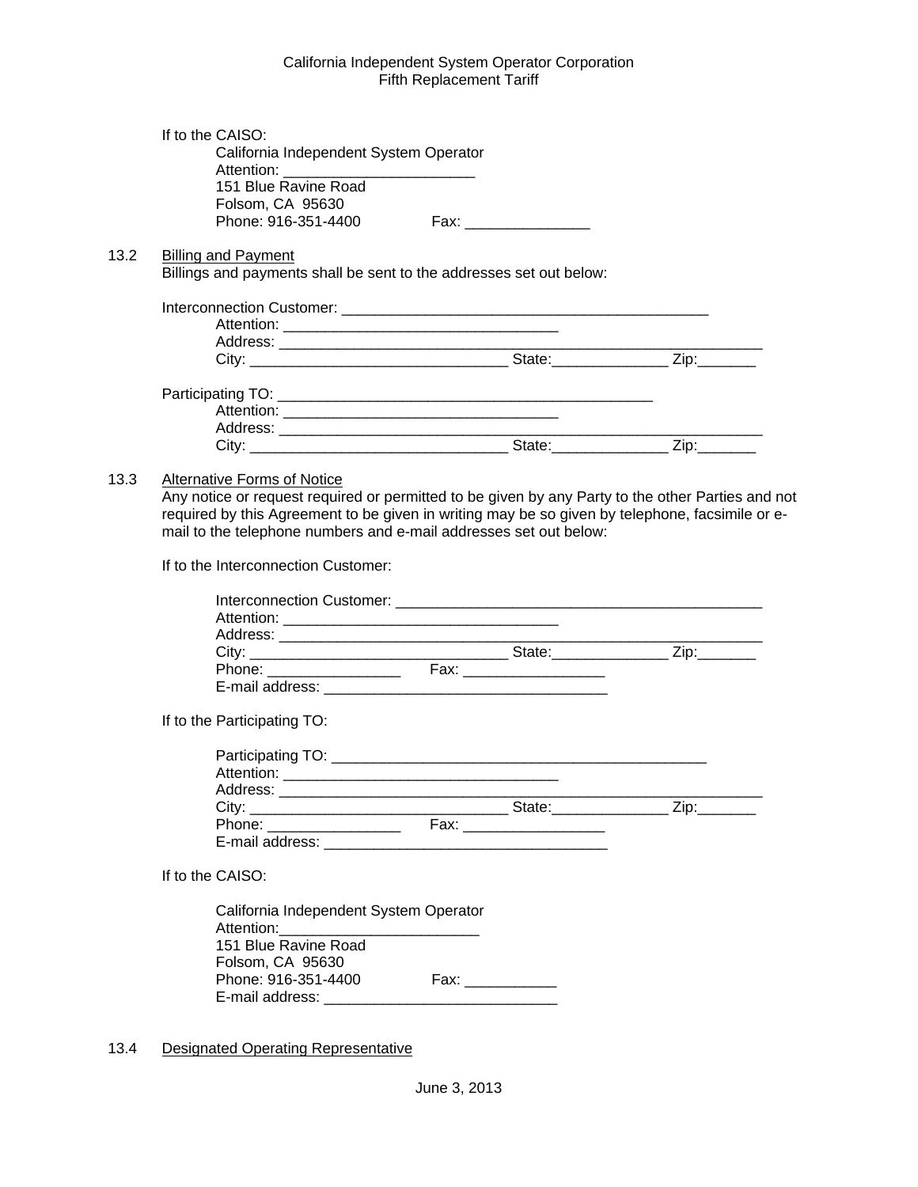If to the CAISO:

California Independent System Operator
Attention: _______________________
151 Blue Ravine Road
Folsom, CA 95630
Phone: 916-351-4400 Fax: _______________

13.2 Billing and Payment

Billings and payments shall be sent to the addresses set out below:

Interconnection Customer: ____________________________________________
Attention: _________________________________
Address: ___________________________________________________________
City: _______________________________ State:______________ Zip:_______

Participating TO: _____________________________________________
Attention: _________________________________
Address: ___________________________________________________________
City: _______________________________ State:______________ Zip:_______

13.3 Alternative Forms of Notice

Any notice or request required or permitted to be given by any Party to the other Parties and not required by this Agreement to be given in writing may be so given by telephone, facsimile or e-mail to the telephone numbers and e-mail addresses set out below:

If to the Interconnection Customer:

Interconnection Customer: ____________________________________________
Attention: _________________________________
Address: ___________________________________________________________
City: _______________________________ State:______________ Zip:_______
Phone: ________________ Fax: _________________
E-mail address: __________________________________

If to the Participating TO:

Participating TO: _____________________________________________
Attention: _________________________________
Address: ___________________________________________________________
City: _______________________________ State:______________ Zip:_______
Phone: ________________ Fax: _________________
E-mail address: __________________________________

If to the CAISO:

California Independent System Operator
Attention:________________________
151 Blue Ravine Road
Folsom, CA 95630
Phone: 916-351-4400 Fax: ___________
E-mail address: ___________________________

13.4 Designated Operating Representative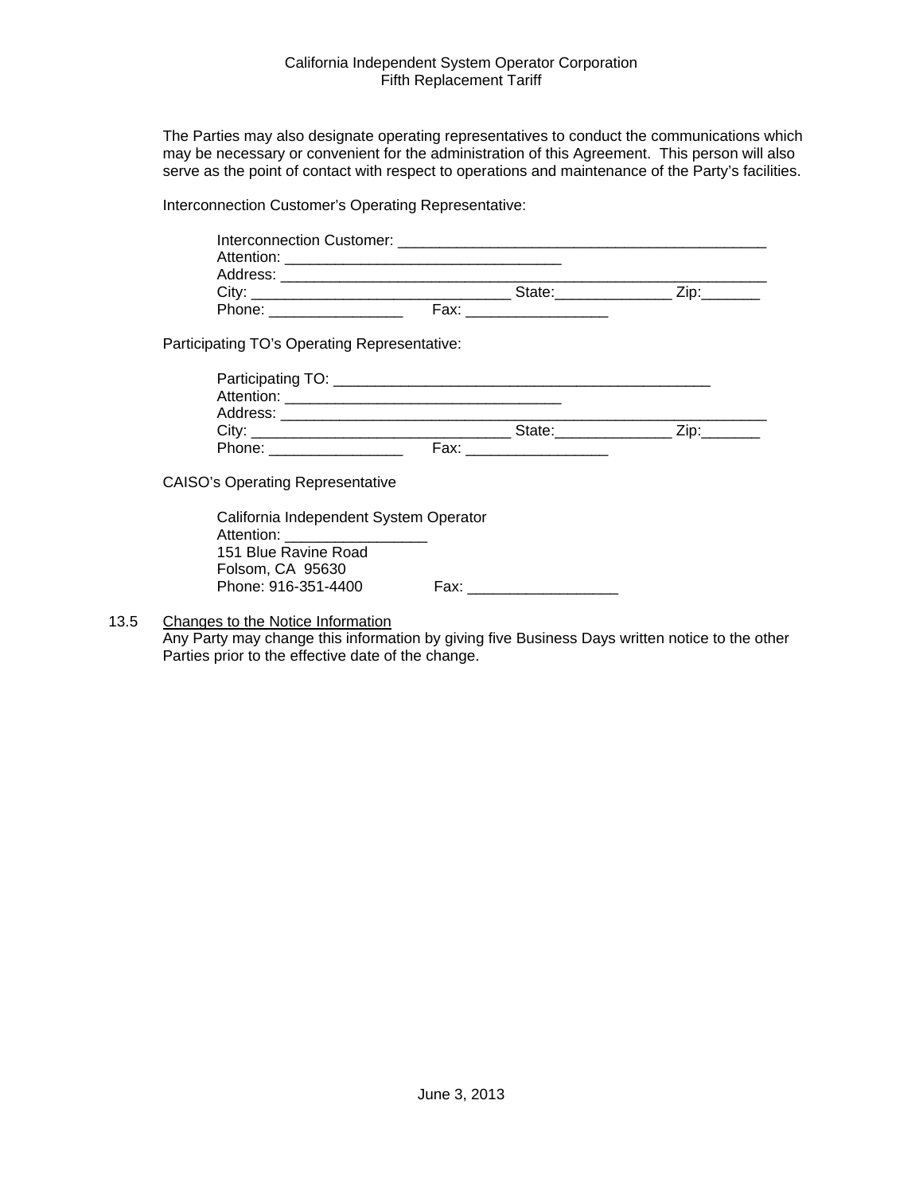The Parties may also designate operating representatives to conduct the communications which may be necessary or convenient for the administration of this Agreement. This person will also serve as the point of contact with respect to operations and maintenance of the Party's facilities.

Interconnection Customer's Operating Representative:

> Interconnection Customer: _____________________________________________
> Attention: _________________________________
> Address: ___________________________________________________________
> City: _______________________________ State:______________ Zip:_______
> Phone: ________________ Fax: _________________

Participating TO's Operating Representative:

> Participating TO: ______________________________________________
> Attention: _________________________________
> Address: ___________________________________________________________
> City: _______________________________ State:______________ Zip:_______
> Phone: ________________ Fax: _________________

CAISO's Operating Representative

> California Independent System Operator
> Attention: ________________
> 151 Blue Ravine Road
> Folsom, CA 95630
> Phone: 916-351-4400 Fax: __________________

13.5 Changes to the Notice Information

Any Party may change this information by giving five Business Days written notice to the other Parties prior to the effective date of the change.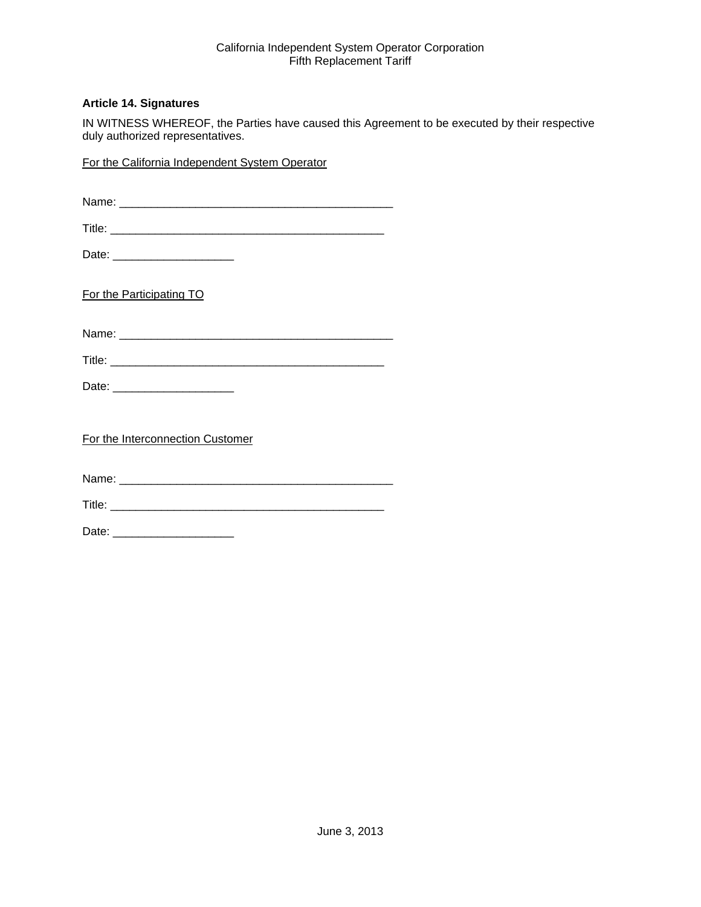**Article 14. Signatures**

IN WITNESS WHEREOF, the Parties have caused this Agreement to be executed by their respective duly authorized representatives.

For the California Independent System Operator

Name: ____________________________________________

Title: ____________________________________________

Date: ___________________

For the Participating TO

Name: ____________________________________________

Title: ____________________________________________

Date: ___________________

For the Interconnection Customer

Name: ____________________________________________

Title: ____________________________________________

Date: ___________________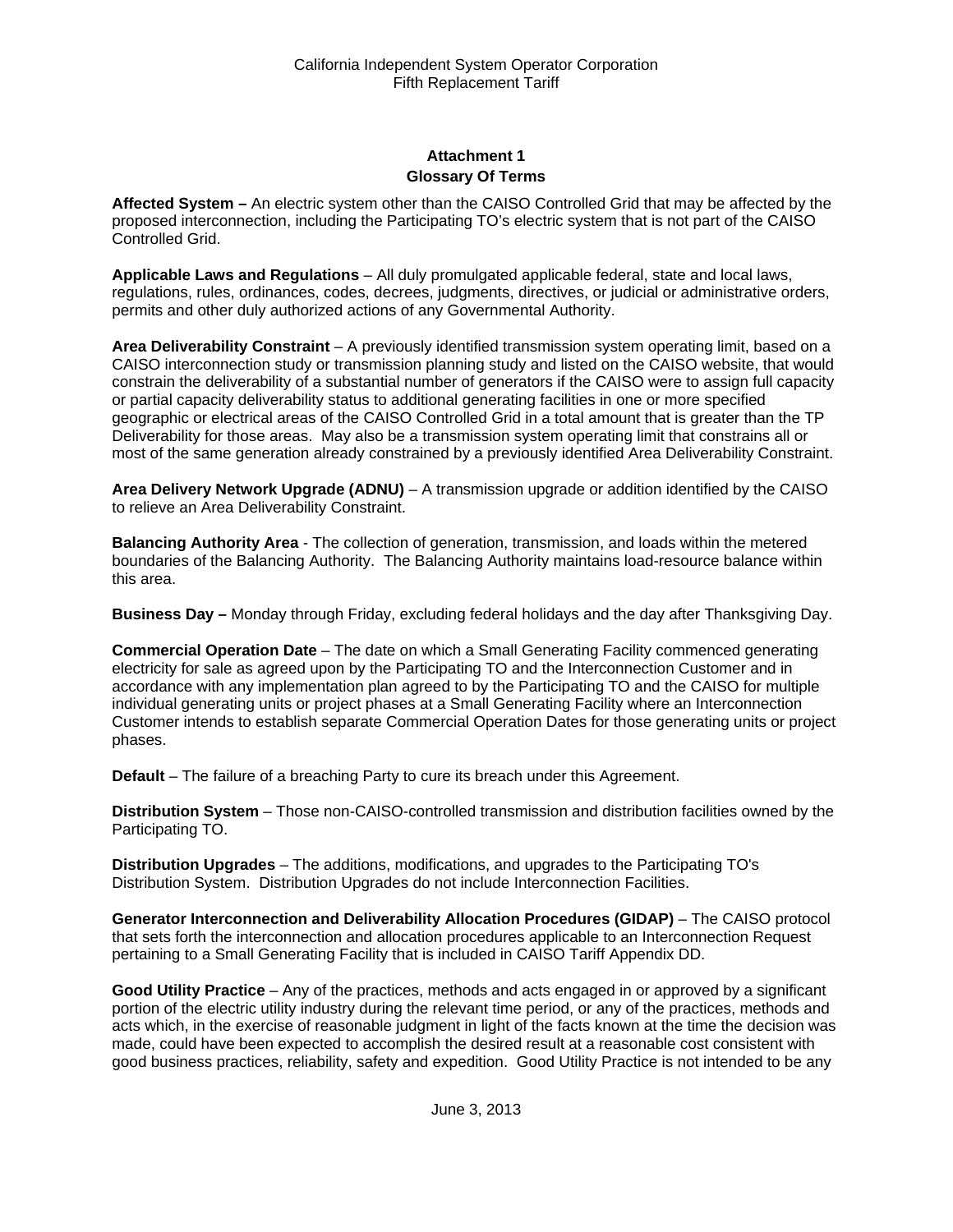## Attachment 1
## Glossary Of Terms

**Affected System –** An electric system other than the CAISO Controlled Grid that may be affected by the proposed interconnection, including the Participating TO's electric system that is not part of the CAISO Controlled Grid.

**Applicable Laws and Regulations** – All duly promulgated applicable federal, state and local laws, regulations, rules, ordinances, codes, decrees, judgments, directives, or judicial or administrative orders, permits and other duly authorized actions of any Governmental Authority.

**Area Deliverability Constraint** – A previously identified transmission system operating limit, based on a CAISO interconnection study or transmission planning study and listed on the CAISO website, that would constrain the deliverability of a substantial number of generators if the CAISO were to assign full capacity or partial capacity deliverability status to additional generating facilities in one or more specified geographic or electrical areas of the CAISO Controlled Grid in a total amount that is greater than the TP Deliverability for those areas. May also be a transmission system operating limit that constrains all or most of the same generation already constrained by a previously identified Area Deliverability Constraint.

**Area Delivery Network Upgrade (ADNU)** – A transmission upgrade or addition identified by the CAISO to relieve an Area Deliverability Constraint.

**Balancing Authority Area** - The collection of generation, transmission, and loads within the metered boundaries of the Balancing Authority. The Balancing Authority maintains load-resource balance within this area.

**Business Day –** Monday through Friday, excluding federal holidays and the day after Thanksgiving Day.

**Commercial Operation Date** – The date on which a Small Generating Facility commenced generating electricity for sale as agreed upon by the Participating TO and the Interconnection Customer and in accordance with any implementation plan agreed to by the Participating TO and the CAISO for multiple individual generating units or project phases at a Small Generating Facility where an Interconnection Customer intends to establish separate Commercial Operation Dates for those generating units or project phases.

**Default** – The failure of a breaching Party to cure its breach under this Agreement.

**Distribution System** – Those non-CAISO-controlled transmission and distribution facilities owned by the Participating TO.

**Distribution Upgrades** – The additions, modifications, and upgrades to the Participating TO's Distribution System. Distribution Upgrades do not include Interconnection Facilities.

**Generator Interconnection and Deliverability Allocation Procedures (GIDAP)** – The CAISO protocol that sets forth the interconnection and allocation procedures applicable to an Interconnection Request pertaining to a Small Generating Facility that is included in CAISO Tariff Appendix DD.

**Good Utility Practice** – Any of the practices, methods and acts engaged in or approved by a significant portion of the electric utility industry during the relevant time period, or any of the practices, methods and acts which, in the exercise of reasonable judgment in light of the facts known at the time the decision was made, could have been expected to accomplish the desired result at a reasonable cost consistent with good business practices, reliability, safety and expedition. Good Utility Practice is not intended to be any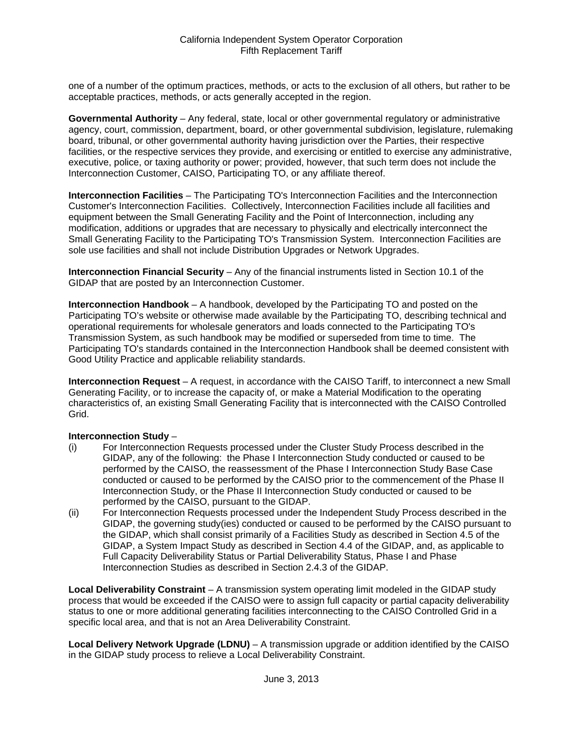one of a number of the optimum practices, methods, or acts to the exclusion of all others, but rather to be acceptable practices, methods, or acts generally accepted in the region.

**Governmental Authority** – Any federal, state, local or other governmental regulatory or administrative agency, court, commission, department, board, or other governmental subdivision, legislature, rulemaking board, tribunal, or other governmental authority having jurisdiction over the Parties, their respective facilities, or the respective services they provide, and exercising or entitled to exercise any administrative, executive, police, or taxing authority or power; provided, however, that such term does not include the Interconnection Customer, CAISO, Participating TO, or any affiliate thereof.

**Interconnection Facilities** – The Participating TO's Interconnection Facilities and the Interconnection Customer's Interconnection Facilities. Collectively, Interconnection Facilities include all facilities and equipment between the Small Generating Facility and the Point of Interconnection, including any modification, additions or upgrades that are necessary to physically and electrically interconnect the Small Generating Facility to the Participating TO's Transmission System. Interconnection Facilities are sole use facilities and shall not include Distribution Upgrades or Network Upgrades.

**Interconnection Financial Security** – Any of the financial instruments listed in Section 10.1 of the GIDAP that are posted by an Interconnection Customer.

**Interconnection Handbook** – A handbook, developed by the Participating TO and posted on the Participating TO's website or otherwise made available by the Participating TO, describing technical and operational requirements for wholesale generators and loads connected to the Participating TO's Transmission System, as such handbook may be modified or superseded from time to time. The Participating TO's standards contained in the Interconnection Handbook shall be deemed consistent with Good Utility Practice and applicable reliability standards.

**Interconnection Request** – A request, in accordance with the CAISO Tariff, to interconnect a new Small Generating Facility, or to increase the capacity of, or make a Material Modification to the operating characteristics of, an existing Small Generating Facility that is interconnected with the CAISO Controlled Grid.

**Interconnection Study** –

(i) For Interconnection Requests processed under the Cluster Study Process described in the GIDAP, any of the following: the Phase I Interconnection Study conducted or caused to be performed by the CAISO, the reassessment of the Phase I Interconnection Study Base Case conducted or caused to be performed by the CAISO prior to the commencement of the Phase II Interconnection Study, or the Phase II Interconnection Study conducted or caused to be performed by the CAISO, pursuant to the GIDAP.

(ii) For Interconnection Requests processed under the Independent Study Process described in the GIDAP, the governing study(ies) conducted or caused to be performed by the CAISO pursuant to the GIDAP, which shall consist primarily of a Facilities Study as described in Section 4.5 of the GIDAP, a System Impact Study as described in Section 4.4 of the GIDAP, and, as applicable to Full Capacity Deliverability Status or Partial Deliverability Status, Phase I and Phase Interconnection Studies as described in Section 2.4.3 of the GIDAP.

**Local Deliverability Constraint** – A transmission system operating limit modeled in the GIDAP study process that would be exceeded if the CAISO were to assign full capacity or partial capacity deliverability status to one or more additional generating facilities interconnecting to the CAISO Controlled Grid in a specific local area, and that is not an Area Deliverability Constraint.

**Local Delivery Network Upgrade (LDNU)** – A transmission upgrade or addition identified by the CAISO in the GIDAP study process to relieve a Local Deliverability Constraint.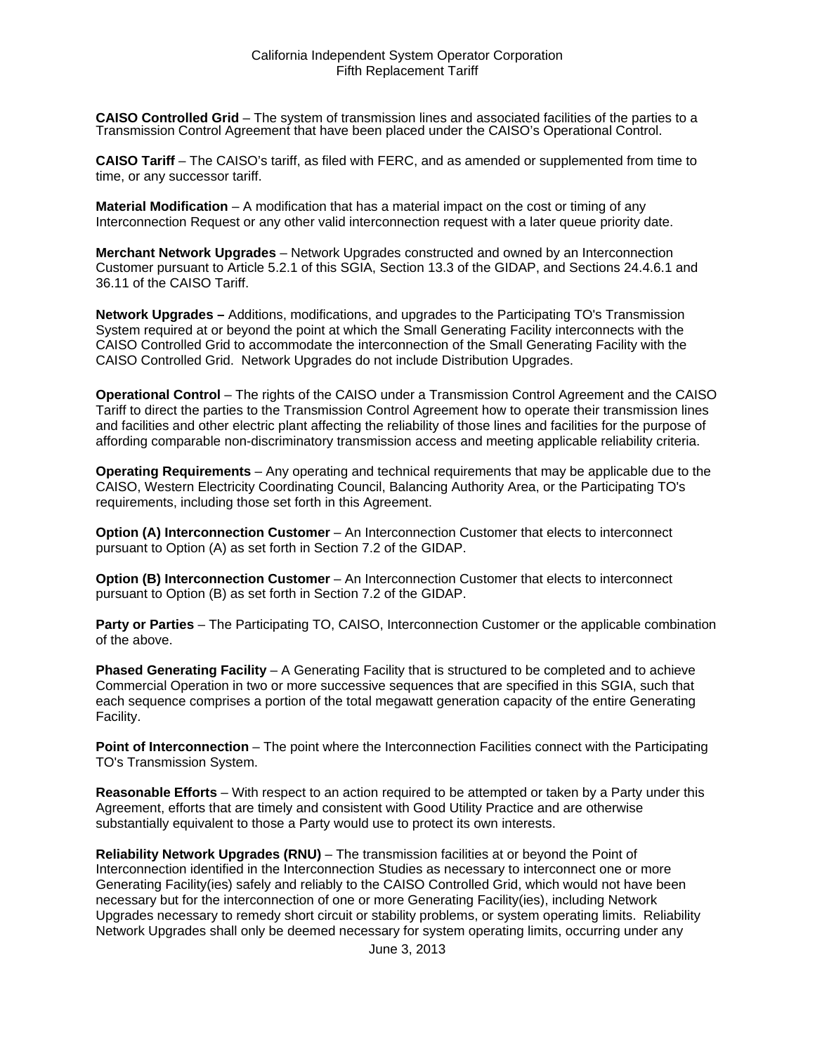**CAISO Controlled Grid** – The system of transmission lines and associated facilities of the parties to a Transmission Control Agreement that have been placed under the CAISO's Operational Control.

**CAISO Tariff** – The CAISO's tariff, as filed with FERC, and as amended or supplemented from time to time, or any successor tariff.

**Material Modification** – A modification that has a material impact on the cost or timing of any Interconnection Request or any other valid interconnection request with a later queue priority date.

**Merchant Network Upgrades** – Network Upgrades constructed and owned by an Interconnection Customer pursuant to Article 5.2.1 of this SGIA, Section 13.3 of the GIDAP, and Sections 24.4.6.1 and 36.11 of the CAISO Tariff.

**Network Upgrades –** Additions, modifications, and upgrades to the Participating TO's Transmission System required at or beyond the point at which the Small Generating Facility interconnects with the CAISO Controlled Grid to accommodate the interconnection of the Small Generating Facility with the CAISO Controlled Grid. Network Upgrades do not include Distribution Upgrades.

**Operational Control** – The rights of the CAISO under a Transmission Control Agreement and the CAISO Tariff to direct the parties to the Transmission Control Agreement how to operate their transmission lines and facilities and other electric plant affecting the reliability of those lines and facilities for the purpose of affording comparable non-discriminatory transmission access and meeting applicable reliability criteria.

**Operating Requirements** – Any operating and technical requirements that may be applicable due to the CAISO, Western Electricity Coordinating Council, Balancing Authority Area, or the Participating TO's requirements, including those set forth in this Agreement.

**Option (A) Interconnection Customer** – An Interconnection Customer that elects to interconnect pursuant to Option (A) as set forth in Section 7.2 of the GIDAP.

**Option (B) Interconnection Customer** – An Interconnection Customer that elects to interconnect pursuant to Option (B) as set forth in Section 7.2 of the GIDAP.

**Party or Parties** – The Participating TO, CAISO, Interconnection Customer or the applicable combination of the above.

**Phased Generating Facility** – A Generating Facility that is structured to be completed and to achieve Commercial Operation in two or more successive sequences that are specified in this SGIA, such that each sequence comprises a portion of the total megawatt generation capacity of the entire Generating Facility.

**Point of Interconnection** – The point where the Interconnection Facilities connect with the Participating TO's Transmission System.

**Reasonable Efforts** – With respect to an action required to be attempted or taken by a Party under this Agreement, efforts that are timely and consistent with Good Utility Practice and are otherwise substantially equivalent to those a Party would use to protect its own interests.

**Reliability Network Upgrades (RNU)** – The transmission facilities at or beyond the Point of Interconnection identified in the Interconnection Studies as necessary to interconnect one or more Generating Facility(ies) safely and reliably to the CAISO Controlled Grid, which would not have been necessary but for the interconnection of one or more Generating Facility(ies), including Network Upgrades necessary to remedy short circuit or stability problems, or system operating limits. Reliability Network Upgrades shall only be deemed necessary for system operating limits, occurring under any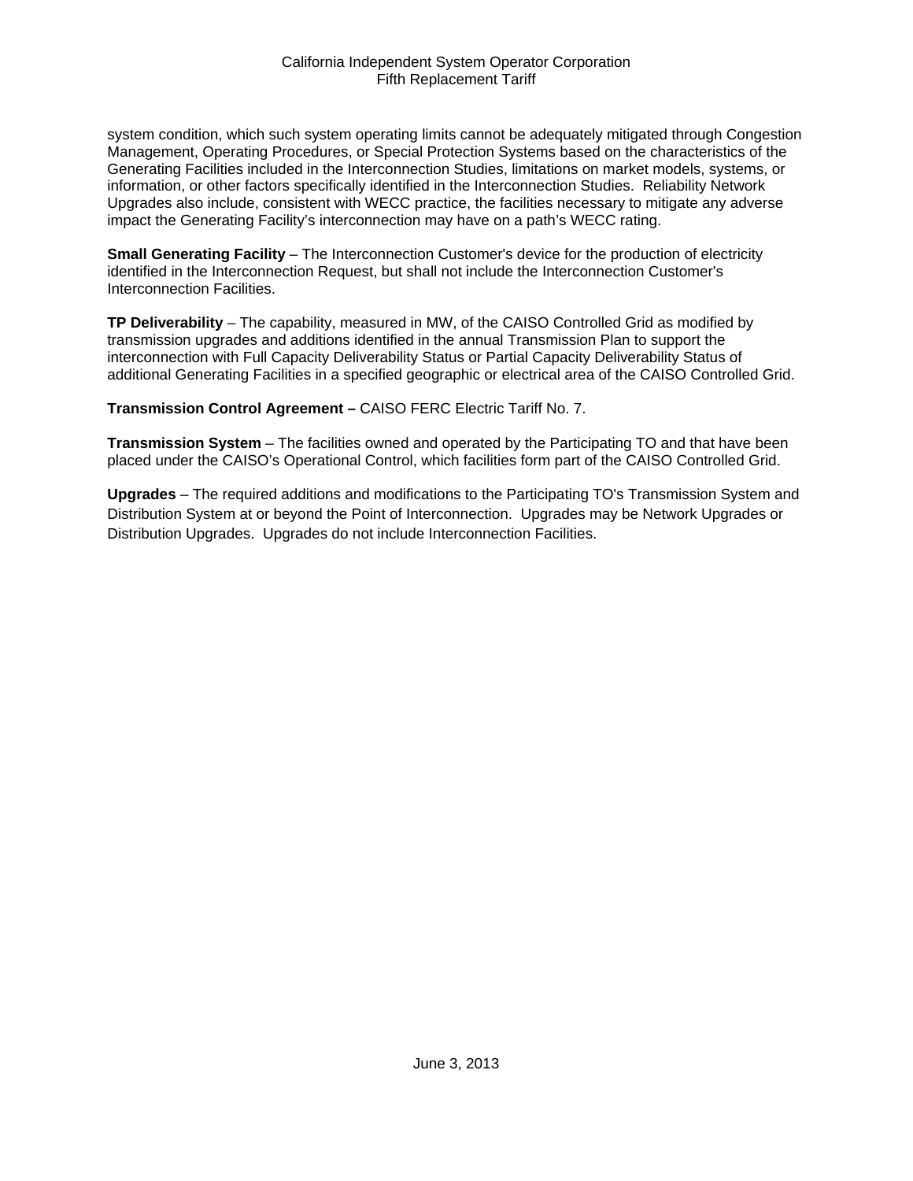system condition, which such system operating limits cannot be adequately mitigated through Congestion Management, Operating Procedures, or Special Protection Systems based on the characteristics of the Generating Facilities included in the Interconnection Studies, limitations on market models, systems, or information, or other factors specifically identified in the Interconnection Studies. Reliability Network Upgrades also include, consistent with WECC practice, the facilities necessary to mitigate any adverse impact the Generating Facility's interconnection may have on a path's WECC rating.

**Small Generating Facility** – The Interconnection Customer's device for the production of electricity identified in the Interconnection Request, but shall not include the Interconnection Customer's Interconnection Facilities.

**TP Deliverability** – The capability, measured in MW, of the CAISO Controlled Grid as modified by transmission upgrades and additions identified in the annual Transmission Plan to support the interconnection with Full Capacity Deliverability Status or Partial Capacity Deliverability Status of additional Generating Facilities in a specified geographic or electrical area of the CAISO Controlled Grid.

**Transmission Control Agreement –** CAISO FERC Electric Tariff No. 7.

**Transmission System** – The facilities owned and operated by the Participating TO and that have been placed under the CAISO's Operational Control, which facilities form part of the CAISO Controlled Grid.

**Upgrades** – The required additions and modifications to the Participating TO's Transmission System and Distribution System at or beyond the Point of Interconnection. Upgrades may be Network Upgrades or Distribution Upgrades. Upgrades do not include Interconnection Facilities.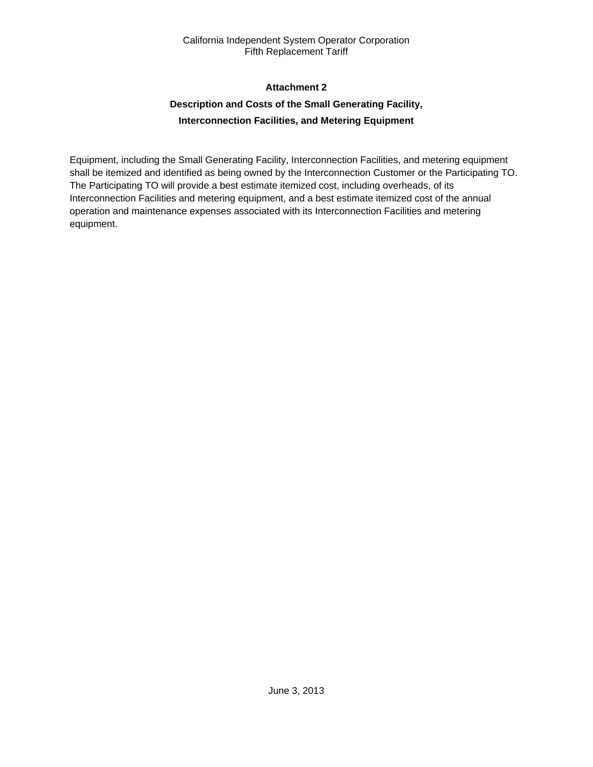## Attachment 2

## Description and Costs of the Small Generating Facility, Interconnection Facilities, and Metering Equipment

Equipment, including the Small Generating Facility, Interconnection Facilities, and metering equipment shall be itemized and identified as being owned by the Interconnection Customer or the Participating TO. The Participating TO will provide a best estimate itemized cost, including overheads, of its Interconnection Facilities and metering equipment, and a best estimate itemized cost of the annual operation and maintenance expenses associated with its Interconnection Facilities and metering equipment.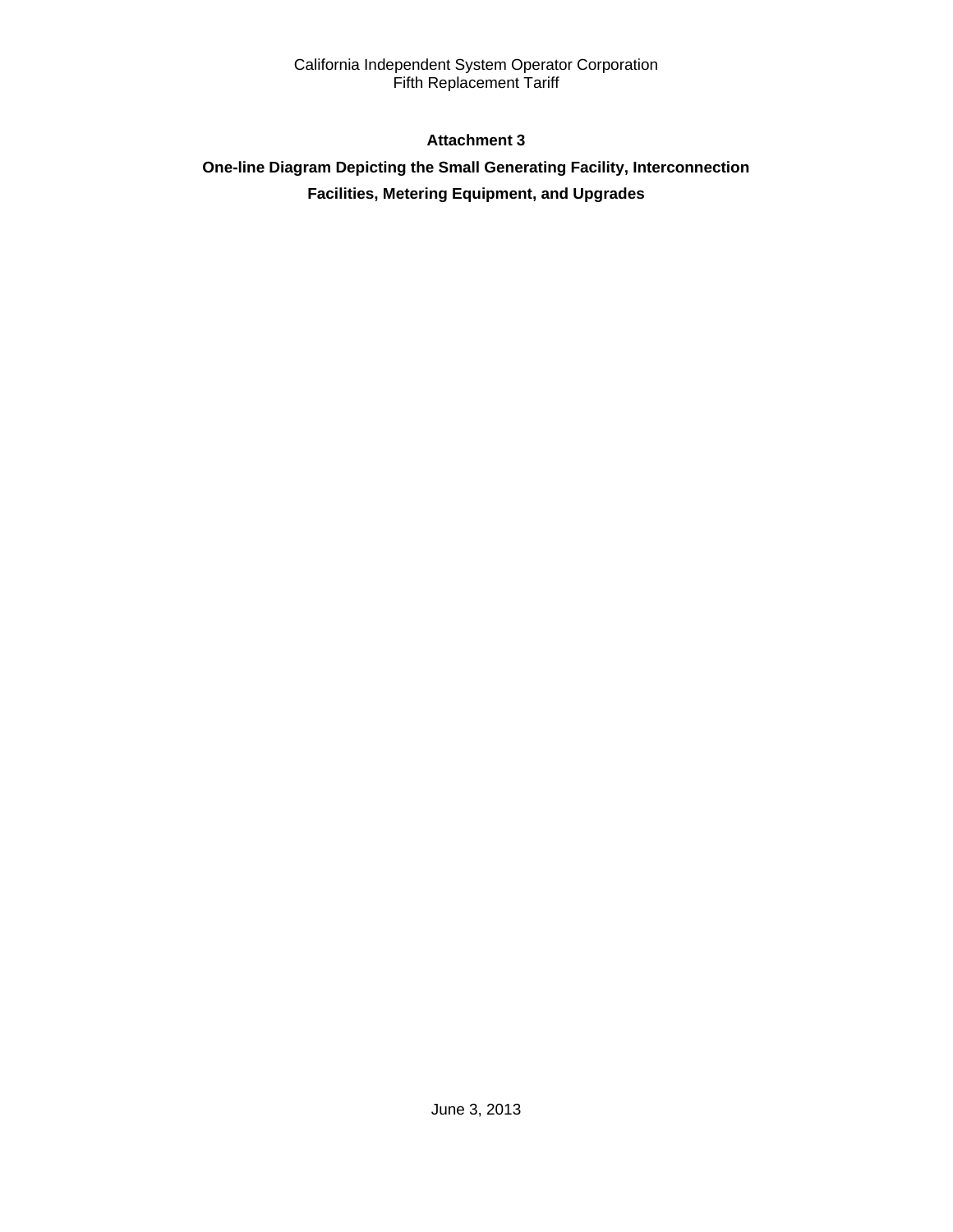**Attachment 3**

**One-line Diagram Depicting the Small Generating Facility, Interconnection Facilities, Metering Equipment, and Upgrades**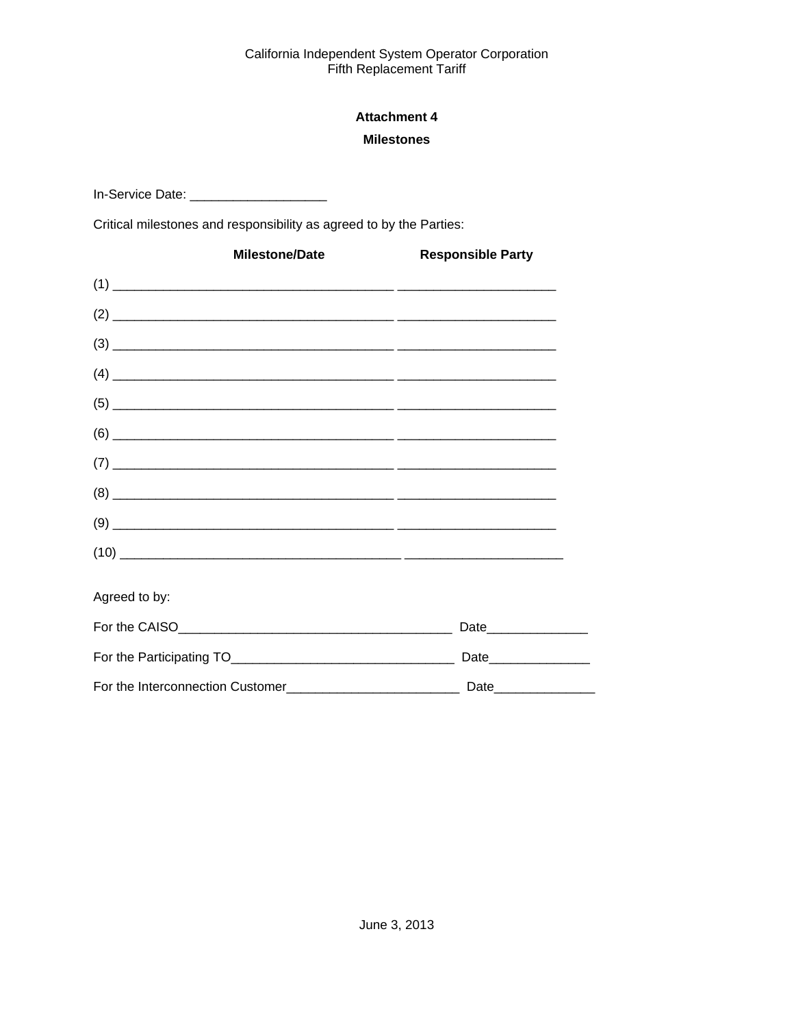**Attachment 4**

**Milestones**

In-Service Date: ___________________

Critical milestones and responsibility as agreed to by the Parties:

| | Milestone/Date | Responsible Party |
|---|---|---|
| (1) | _______________________________________ | ______________________ |
| (2) | _______________________________________ | ______________________ |
| (3) | _______________________________________ | ______________________ |
| (4) | _______________________________________ | ______________________ |
| (5) | _______________________________________ | ______________________ |
| (6) | _______________________________________ | ______________________ |
| (7) | _______________________________________ | ______________________ |
| (8) | _______________________________________ | ______________________ |
| (9) | _______________________________________ | ______________________ |
| (10) | _______________________________________ | ______________________ |

Agreed to by:

For the CAISO_______________________________________ Date______________

For the Participating TO_______________________________ Date______________

For the Interconnection Customer________________________ Date______________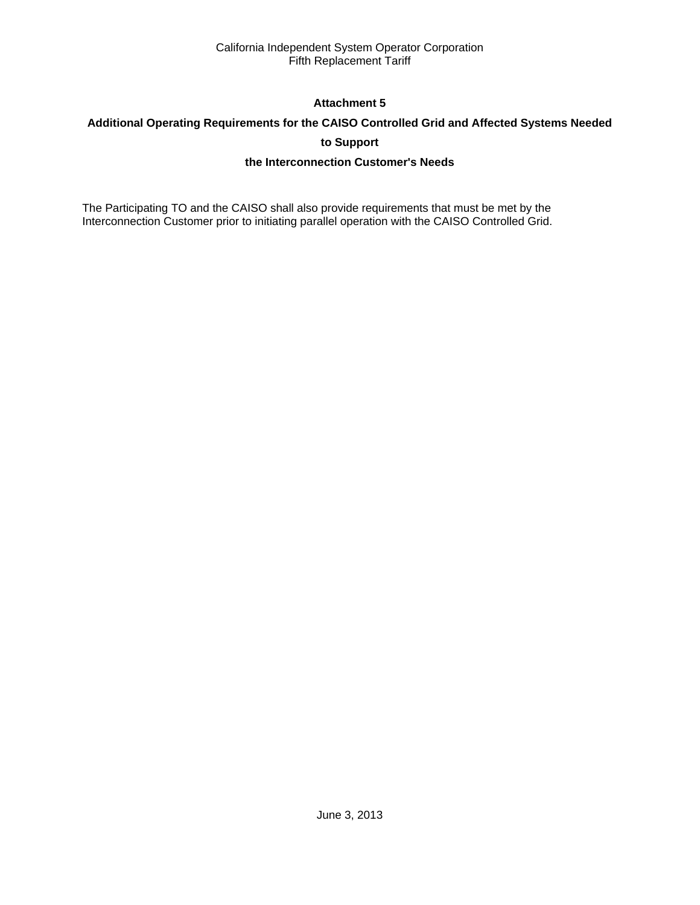# Attachment 5

## Additional Operating Requirements for the CAISO Controlled Grid and Affected Systems Needed to Support the Interconnection Customer's Needs

The Participating TO and the CAISO shall also provide requirements that must be met by the Interconnection Customer prior to initiating parallel operation with the CAISO Controlled Grid.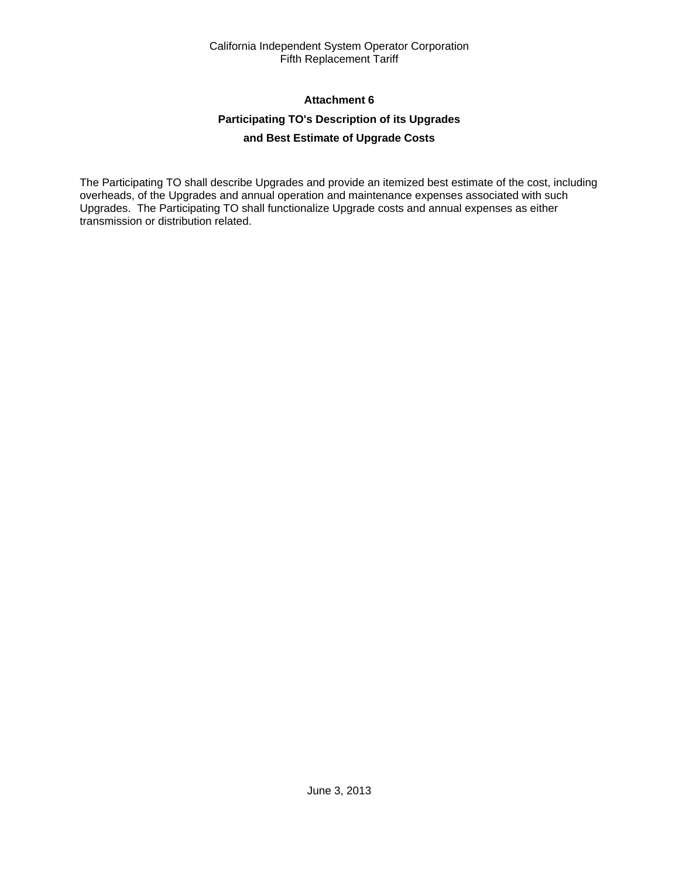# Attachment 6

## Participating TO's Description of its Upgrades and Best Estimate of Upgrade Costs

The Participating TO shall describe Upgrades and provide an itemized best estimate of the cost, including overheads, of the Upgrades and annual operation and maintenance expenses associated with such Upgrades. The Participating TO shall functionalize Upgrade costs and annual expenses as either transmission or distribution related.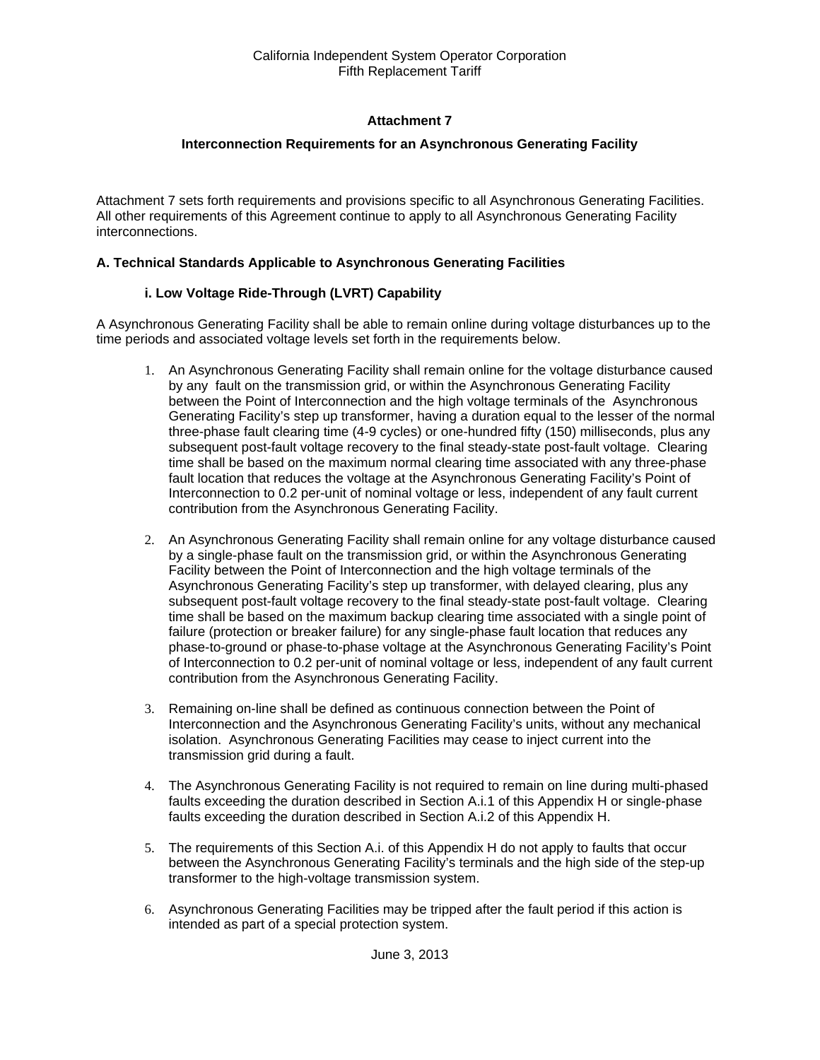## Attachment 7

### Interconnection Requirements for an Asynchronous Generating Facility

Attachment 7 sets forth requirements and provisions specific to all Asynchronous Generating Facilities. All other requirements of this Agreement continue to apply to all Asynchronous Generating Facility interconnections.

### A. Technical Standards Applicable to Asynchronous Generating Facilities

#### i. Low Voltage Ride-Through (LVRT) Capability

A Asynchronous Generating Facility shall be able to remain online during voltage disturbances up to the time periods and associated voltage levels set forth in the requirements below.

1. An Asynchronous Generating Facility shall remain online for the voltage disturbance caused by any fault on the transmission grid, or within the Asynchronous Generating Facility between the Point of Interconnection and the high voltage terminals of the Asynchronous Generating Facility's step up transformer, having a duration equal to the lesser of the normal three-phase fault clearing time (4-9 cycles) or one-hundred fifty (150) milliseconds, plus any subsequent post-fault voltage recovery to the final steady-state post-fault voltage. Clearing time shall be based on the maximum normal clearing time associated with any three-phase fault location that reduces the voltage at the Asynchronous Generating Facility's Point of Interconnection to 0.2 per-unit of nominal voltage or less, independent of any fault current contribution from the Asynchronous Generating Facility.

2. An Asynchronous Generating Facility shall remain online for any voltage disturbance caused by a single-phase fault on the transmission grid, or within the Asynchronous Generating Facility between the Point of Interconnection and the high voltage terminals of the Asynchronous Generating Facility's step up transformer, with delayed clearing, plus any subsequent post-fault voltage recovery to the final steady-state post-fault voltage. Clearing time shall be based on the maximum backup clearing time associated with a single point of failure (protection or breaker failure) for any single-phase fault location that reduces any phase-to-ground or phase-to-phase voltage at the Asynchronous Generating Facility's Point of Interconnection to 0.2 per-unit of nominal voltage or less, independent of any fault current contribution from the Asynchronous Generating Facility.

3. Remaining on-line shall be defined as continuous connection between the Point of Interconnection and the Asynchronous Generating Facility's units, without any mechanical isolation. Asynchronous Generating Facilities may cease to inject current into the transmission grid during a fault.

4. The Asynchronous Generating Facility is not required to remain on line during multi-phased faults exceeding the duration described in Section A.i.1 of this Appendix H or single-phase faults exceeding the duration described in Section A.i.2 of this Appendix H.

5. The requirements of this Section A.i. of this Appendix H do not apply to faults that occur between the Asynchronous Generating Facility's terminals and the high side of the step-up transformer to the high-voltage transmission system.

6. Asynchronous Generating Facilities may be tripped after the fault period if this action is intended as part of a special protection system.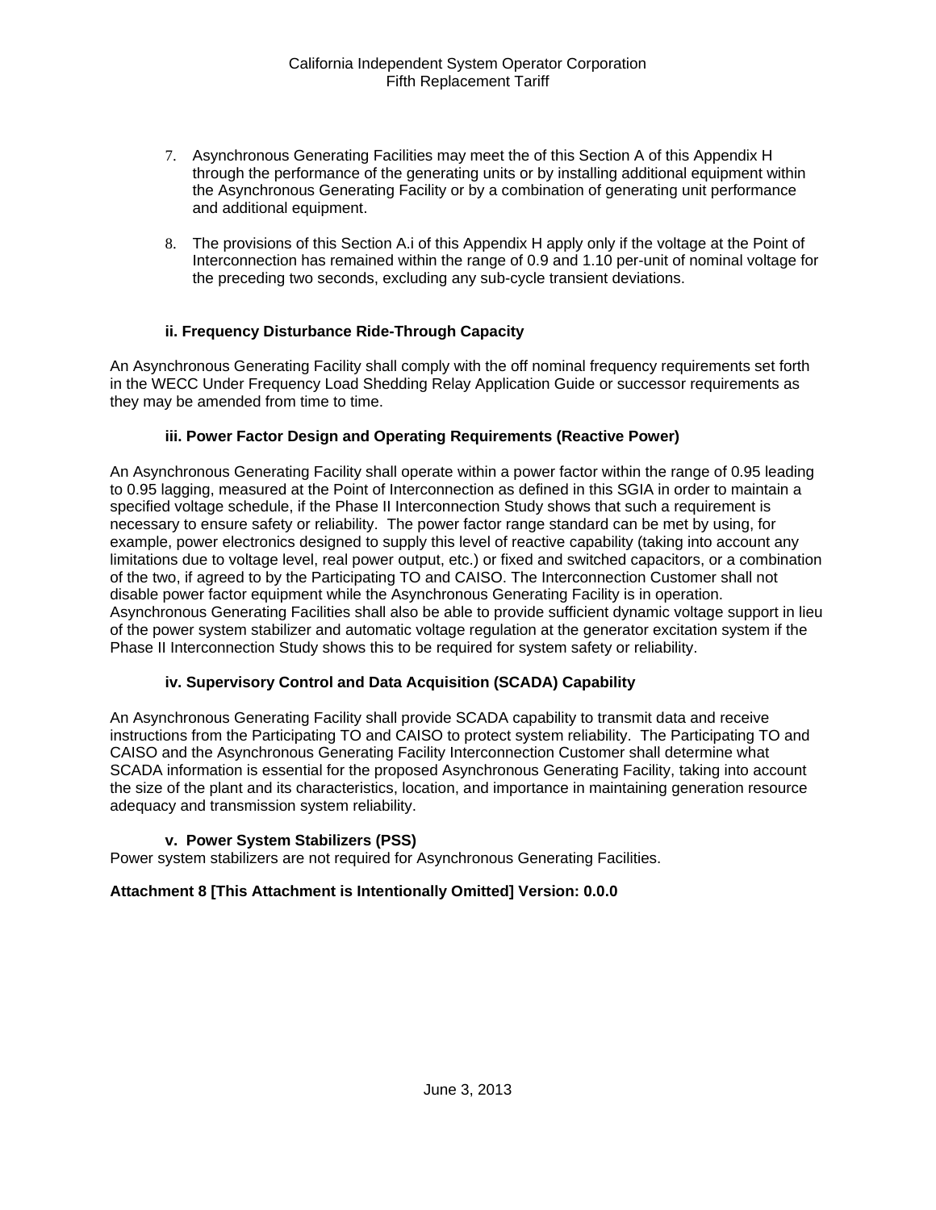7. Asynchronous Generating Facilities may meet the of this Section A of this Appendix H through the performance of the generating units or by installing additional equipment within the Asynchronous Generating Facility or by a combination of generating unit performance and additional equipment.

8. The provisions of this Section A.i of this Appendix H apply only if the voltage at the Point of Interconnection has remained within the range of 0.9 and 1.10 per-unit of nominal voltage for the preceding two seconds, excluding any sub-cycle transient deviations.

### ii. Frequency Disturbance Ride-Through Capacity

An Asynchronous Generating Facility shall comply with the off nominal frequency requirements set forth in the WECC Under Frequency Load Shedding Relay Application Guide or successor requirements as they may be amended from time to time.

### iii. Power Factor Design and Operating Requirements (Reactive Power)

An Asynchronous Generating Facility shall operate within a power factor within the range of 0.95 leading to 0.95 lagging, measured at the Point of Interconnection as defined in this SGIA in order to maintain a specified voltage schedule, if the Phase II Interconnection Study shows that such a requirement is necessary to ensure safety or reliability. The power factor range standard can be met by using, for example, power electronics designed to supply this level of reactive capability (taking into account any limitations due to voltage level, real power output, etc.) or fixed and switched capacitors, or a combination of the two, if agreed to by the Participating TO and CAISO. The Interconnection Customer shall not disable power factor equipment while the Asynchronous Generating Facility is in operation. Asynchronous Generating Facilities shall also be able to provide sufficient dynamic voltage support in lieu of the power system stabilizer and automatic voltage regulation at the generator excitation system if the Phase II Interconnection Study shows this to be required for system safety or reliability.

### iv. Supervisory Control and Data Acquisition (SCADA) Capability

An Asynchronous Generating Facility shall provide SCADA capability to transmit data and receive instructions from the Participating TO and CAISO to protect system reliability. The Participating TO and CAISO and the Asynchronous Generating Facility Interconnection Customer shall determine what SCADA information is essential for the proposed Asynchronous Generating Facility, taking into account the size of the plant and its characteristics, location, and importance in maintaining generation resource adequacy and transmission system reliability.

### v. Power System Stabilizers (PSS)

Power system stabilizers are not required for Asynchronous Generating Facilities.

**Attachment 8 [This Attachment is Intentionally Omitted] Version: 0.0.0**